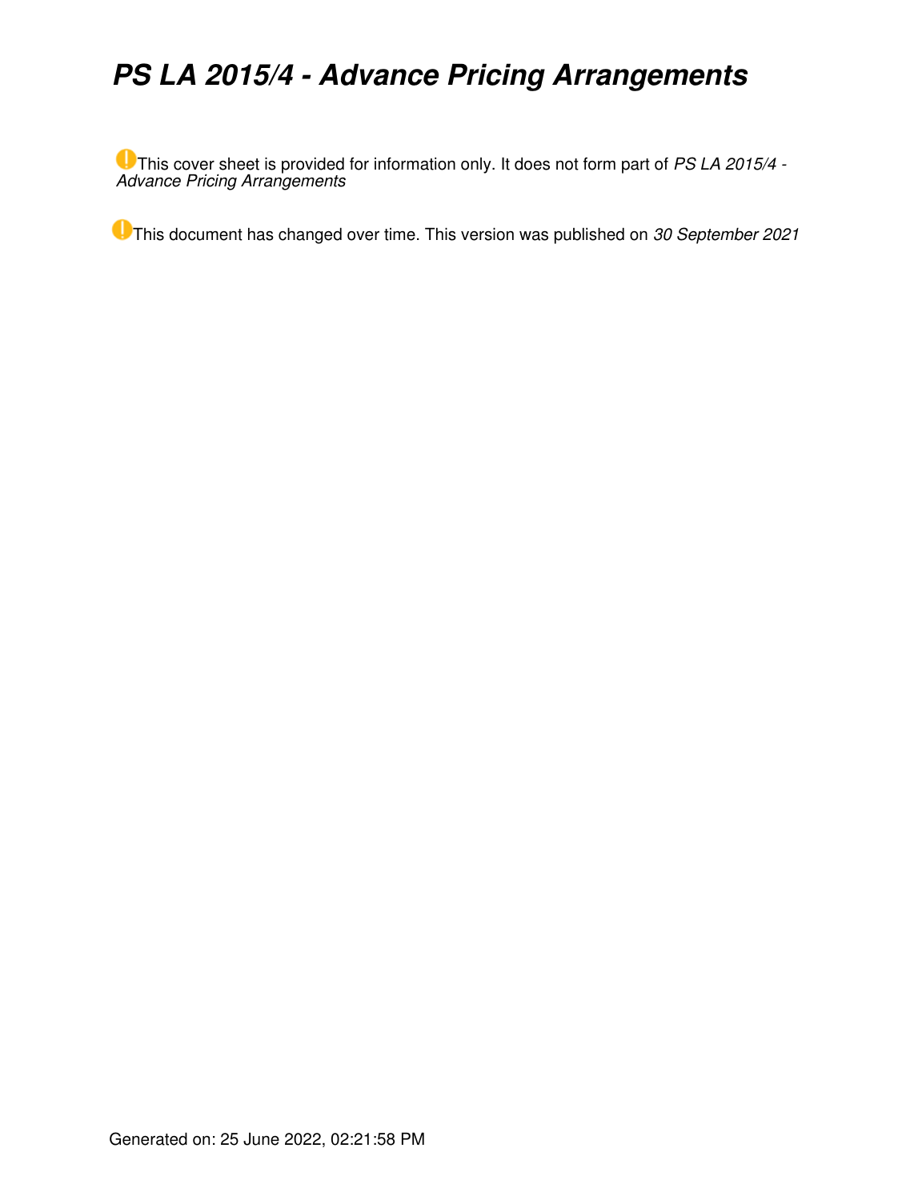# *PS LA 2015/4 - Advance Pricing Arrangements*

This cover sheet is provided for information only. It does not form part of *PS LA 2015/4 - Advance Pricing Arrangements*

This document has changed over time. This version was published on *30 September 2021*

Generated on: 25 June 2022, 02:21:58 PM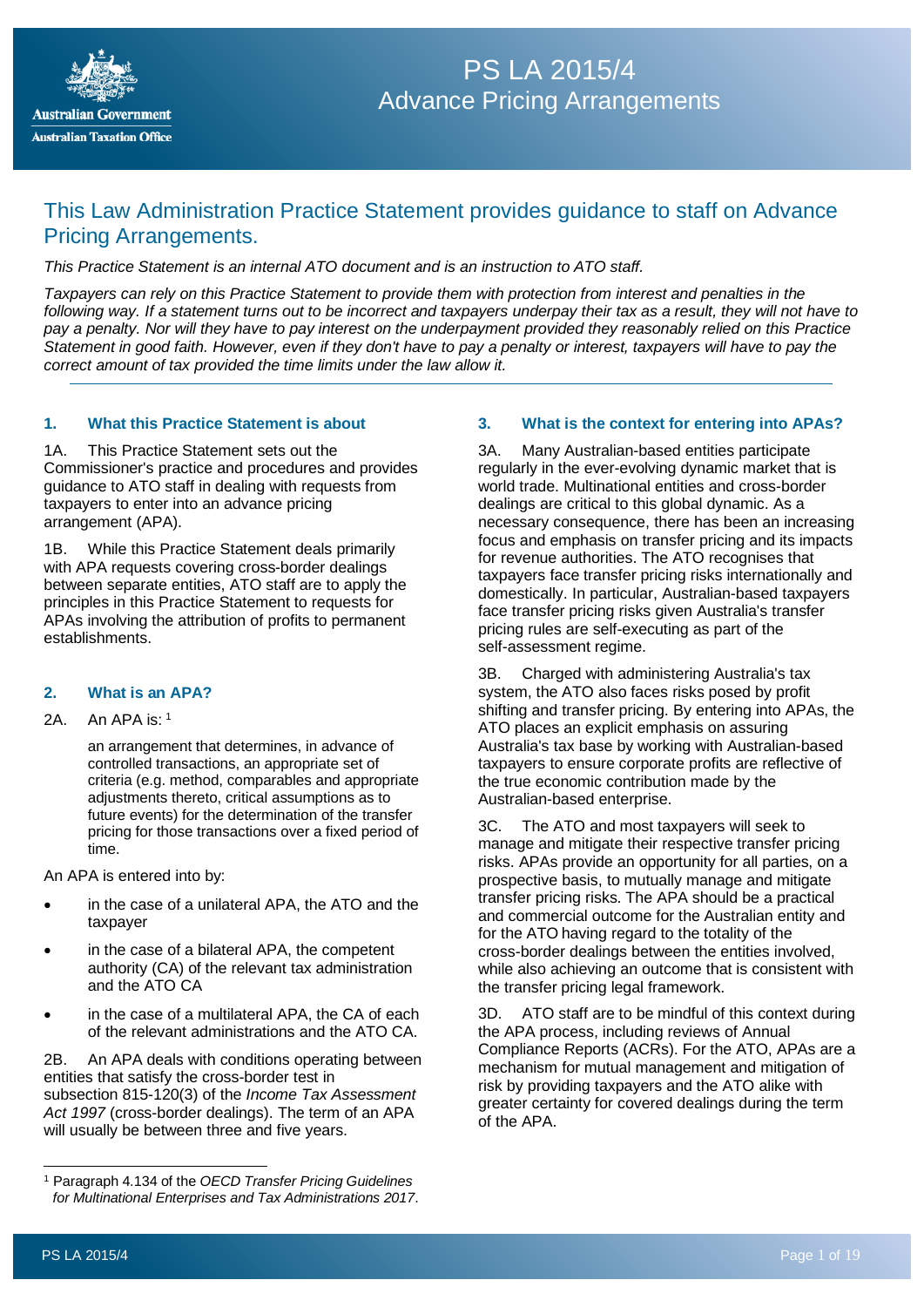# PS LA 2015/4
## Advance Pricing Arrangements

## This Law Administration Practice Statement provides guidance to staff on Advance Pricing Arrangements.

*This Practice Statement is an internal ATO document and is an instruction to ATO staff.*

*Taxpayers can rely on this Practice Statement to provide them with protection from interest and penalties in the following way. If a statement turns out to be incorrect and taxpayers underpay their tax as a result, they will not have to pay a penalty. Nor will they have to pay interest on the underpayment provided they reasonably relied on this Practice Statement in good faith. However, even if they don't have to pay a penalty or interest, taxpayers will have to pay the correct amount of tax provided the time limits under the law allow it.*

### 1. What this Practice Statement is about

1A. This Practice Statement sets out the Commissioner's practice and procedures and provides guidance to ATO staff in dealing with requests from taxpayers to enter into an advance pricing arrangement (APA).

1B. While this Practice Statement deals primarily with APA requests covering cross-border dealings between separate entities, ATO staff are to apply the principles in this Practice Statement to requests for APAs involving the attribution of profits to permanent establishments.

### 2. What is an APA?

2A. An APA is: [1]

> an arrangement that determines, in advance of controlled transactions, an appropriate set of criteria (e.g. method, comparables and appropriate adjustments thereto, critical assumptions as to future events) for the determination of the transfer pricing for those transactions over a fixed period of time.

An APA is entered into by:

- in the case of a unilateral APA, the ATO and the taxpayer
- in the case of a bilateral APA, the competent authority (CA) of the relevant tax administration and the ATO CA
- in the case of a multilateral APA, the CA of each of the relevant administrations and the ATO CA.

2B. An APA deals with conditions operating between entities that satisfy the cross-border test in subsection 815-120(3) of the *Income Tax Assessment Act 1997* (cross-border dealings). The term of an APA will usually be between three and five years.

### 3. What is the context for entering into APAs?

3A. Many Australian-based entities participate regularly in the ever-evolving dynamic market that is world trade. Multinational entities and cross-border dealings are critical to this global dynamic. As a necessary consequence, there has been an increasing focus and emphasis on transfer pricing and its impacts for revenue authorities. The ATO recognises that taxpayers face transfer pricing risks internationally and domestically. In particular, Australian-based taxpayers face transfer pricing risks given Australia's transfer pricing rules are self-executing as part of the self-assessment regime.

3B. Charged with administering Australia's tax system, the ATO also faces risks posed by profit shifting and transfer pricing. By entering into APAs, the ATO places an explicit emphasis on assuring Australia's tax base by working with Australian-based taxpayers to ensure corporate profits are reflective of the true economic contribution made by the Australian-based enterprise.

3C. The ATO and most taxpayers will seek to manage and mitigate their respective transfer pricing risks. APAs provide an opportunity for all parties, on a prospective basis, to mutually manage and mitigate transfer pricing risks. The APA should be a practical and commercial outcome for the Australian entity and for the ATO having regard to the totality of the cross-border dealings between the entities involved, while also achieving an outcome that is consistent with the transfer pricing legal framework.

3D. ATO staff are to be mindful of this context during the APA process, including reviews of Annual Compliance Reports (ACRs). For the ATO, APAs are a mechanism for mutual management and mitigation of risk by providing taxpayers and the ATO alike with greater certainty for covered dealings during the term of the APA.

---

[1] Paragraph 4.134 of the *OECD Transfer Pricing Guidelines for Multinational Enterprises and Tax Administrations 2017*.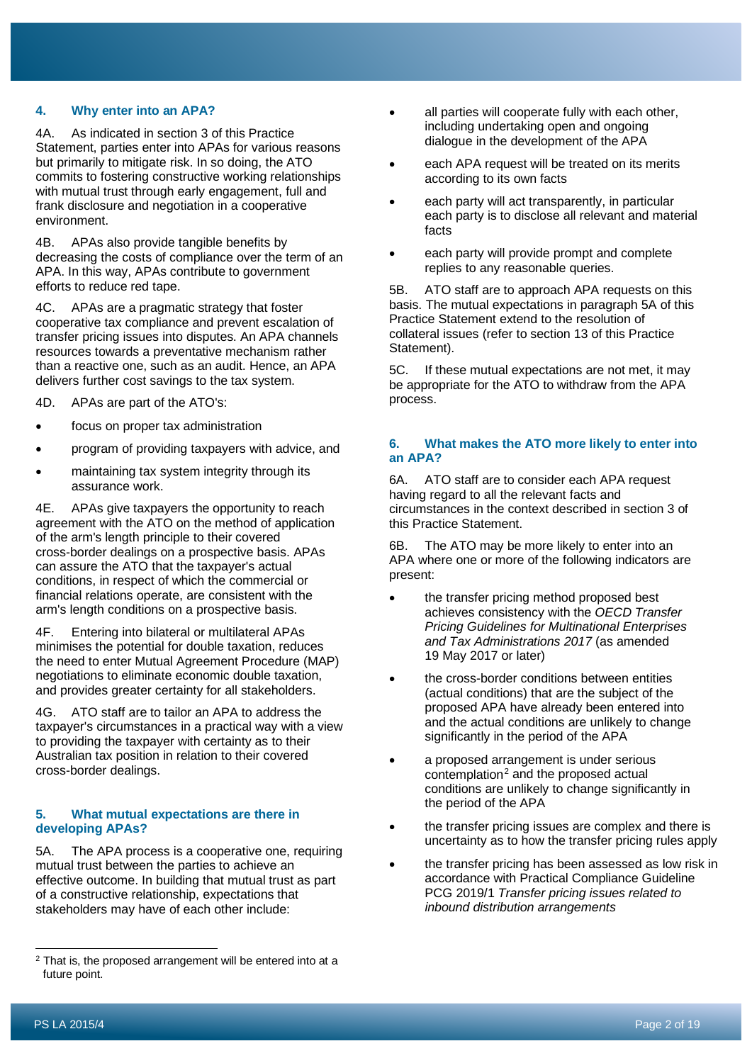## 4. Why enter into an APA?

4A. As indicated in section 3 of this Practice Statement, parties enter into APAs for various reasons but primarily to mitigate risk. In so doing, the ATO commits to fostering constructive working relationships with mutual trust through early engagement, full and frank disclosure and negotiation in a cooperative environment.

4B. APAs also provide tangible benefits by decreasing the costs of compliance over the term of an APA. In this way, APAs contribute to government efforts to reduce red tape.

4C. APAs are a pragmatic strategy that foster cooperative tax compliance and prevent escalation of transfer pricing issues into disputes. An APA channels resources towards a preventative mechanism rather than a reactive one, such as an audit. Hence, an APA delivers further cost savings to the tax system.

4D. APAs are part of the ATO's:

- focus on proper tax administration
- program of providing taxpayers with advice, and
- maintaining tax system integrity through its assurance work.

4E. APAs give taxpayers the opportunity to reach agreement with the ATO on the method of application of the arm's length principle to their covered cross-border dealings on a prospective basis. APAs can assure the ATO that the taxpayer's actual conditions, in respect of which the commercial or financial relations operate, are consistent with the arm's length conditions on a prospective basis.

4F. Entering into bilateral or multilateral APAs minimises the potential for double taxation, reduces the need to enter Mutual Agreement Procedure (MAP) negotiations to eliminate economic double taxation, and provides greater certainty for all stakeholders.

4G. ATO staff are to tailor an APA to address the taxpayer's circumstances in a practical way with a view to providing the taxpayer with certainty as to their Australian tax position in relation to their covered cross-border dealings.

## 5. What mutual expectations are there in developing APAs?

5A. The APA process is a cooperative one, requiring mutual trust between the parties to achieve an effective outcome. In building that mutual trust as part of a constructive relationship, expectations that stakeholders may have of each other include:

- all parties will cooperate fully with each other, including undertaking open and ongoing dialogue in the development of the APA
- each APA request will be treated on its merits according to its own facts
- each party will act transparently, in particular each party is to disclose all relevant and material facts
- each party will provide prompt and complete replies to any reasonable queries.

5B. ATO staff are to approach APA requests on this basis. The mutual expectations in paragraph 5A of this Practice Statement extend to the resolution of collateral issues (refer to section 13 of this Practice Statement).

5C. If these mutual expectations are not met, it may be appropriate for the ATO to withdraw from the APA process.

## 6. What makes the ATO more likely to enter into an APA?

6A. ATO staff are to consider each APA request having regard to all the relevant facts and circumstances in the context described in section 3 of this Practice Statement.

6B. The ATO may be more likely to enter into an APA where one or more of the following indicators are present:

- the transfer pricing method proposed best achieves consistency with the *OECD Transfer Pricing Guidelines for Multinational Enterprises and Tax Administrations 2017* (as amended 19 May 2017 or later)
- the cross-border conditions between entities (actual conditions) that are the subject of the proposed APA have already been entered into and the actual conditions are unlikely to change significantly in the period of the APA
- a proposed arrangement is under serious contemplation[2] and the proposed actual conditions are unlikely to change significantly in the period of the APA
- the transfer pricing issues are complex and there is uncertainty as to how the transfer pricing rules apply
- the transfer pricing has been assessed as low risk in accordance with Practical Compliance Guideline PCG 2019/1 *Transfer pricing issues related to inbound distribution arrangements*

[2] That is, the proposed arrangement will be entered into at a future point.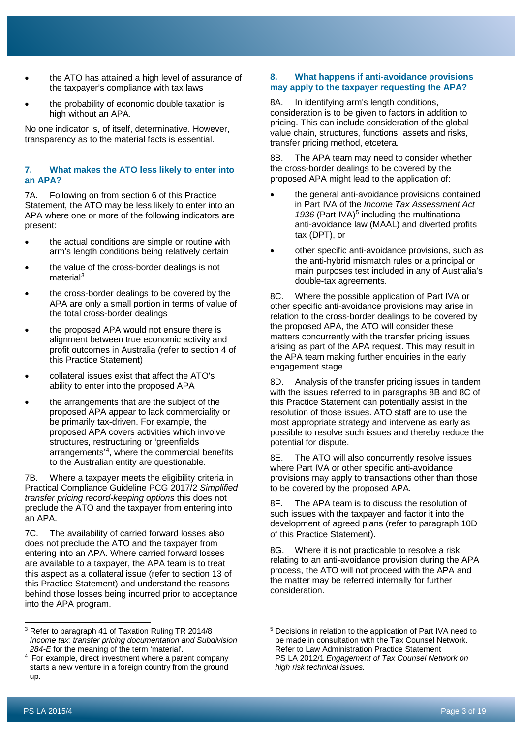- the ATO has attained a high level of assurance of the taxpayer's compliance with tax laws
- the probability of economic double taxation is high without an APA.

No one indicator is, of itself, determinative. However, transparency as to the material facts is essential.

## 7. What makes the ATO less likely to enter into an APA?

7A. Following on from section 6 of this Practice Statement, the ATO may be less likely to enter into an APA where one or more of the following indicators are present:

- the actual conditions are simple or routine with arm's length conditions being relatively certain
- the value of the cross-border dealings is not material[3]
- the cross-border dealings to be covered by the APA are only a small portion in terms of value of the total cross-border dealings
- the proposed APA would not ensure there is alignment between true economic activity and profit outcomes in Australia (refer to section 4 of this Practice Statement)
- collateral issues exist that affect the ATO's ability to enter into the proposed APA
- the arrangements that are the subject of the proposed APA appear to lack commerciality or be primarily tax-driven. For example, the proposed APA covers activities which involve structures, restructuring or 'greenfields arrangements'[4], where the commercial benefits to the Australian entity are questionable.

7B. Where a taxpayer meets the eligibility criteria in Practical Compliance Guideline PCG 2017/2 *Simplified transfer pricing record-keeping options* this does not preclude the ATO and the taxpayer from entering into an APA.

7C. The availability of carried forward losses also does not preclude the ATO and the taxpayer from entering into an APA. Where carried forward losses are available to a taxpayer, the APA team is to treat this aspect as a collateral issue (refer to section 13 of this Practice Statement) and understand the reasons behind those losses being incurred prior to acceptance into the APA program.

## 8. What happens if anti-avoidance provisions may apply to the taxpayer requesting the APA?

8A. In identifying arm's length conditions, consideration is to be given to factors in addition to pricing. This can include consideration of the global value chain, structures, functions, assets and risks, transfer pricing method, etcetera.

8B. The APA team may need to consider whether the cross-border dealings to be covered by the proposed APA might lead to the application of:

- the general anti-avoidance provisions contained in Part IVA of the *Income Tax Assessment Act 1936* (Part IVA)[5] including the multinational anti-avoidance law (MAAL) and diverted profits tax (DPT), or
- other specific anti-avoidance provisions, such as the anti-hybrid mismatch rules or a principal or main purposes test included in any of Australia's double-tax agreements.

8C. Where the possible application of Part IVA or other specific anti-avoidance provisions may arise in relation to the cross-border dealings to be covered by the proposed APA, the ATO will consider these matters concurrently with the transfer pricing issues arising as part of the APA request. This may result in the APA team making further enquiries in the early engagement stage.

8D. Analysis of the transfer pricing issues in tandem with the issues referred to in paragraphs 8B and 8C of this Practice Statement can potentially assist in the resolution of those issues. ATO staff are to use the most appropriate strategy and intervene as early as possible to resolve such issues and thereby reduce the potential for dispute.

8E. The ATO will also concurrently resolve issues where Part IVA or other specific anti-avoidance provisions may apply to transactions other than those to be covered by the proposed APA.

8F. The APA team is to discuss the resolution of such issues with the taxpayer and factor it into the development of agreed plans (refer to paragraph 10D of this Practice Statement).

8G. Where it is not practicable to resolve a risk relating to an anti-avoidance provision during the APA process, the ATO will not proceed with the APA and the matter may be referred internally for further consideration.

---

[3] Refer to paragraph 41 of Taxation Ruling TR 2014/8 *Income tax: transfer pricing documentation and Subdivision 284-E* for the meaning of the term 'material'.

[4] For example, direct investment where a parent company starts a new venture in a foreign country from the ground up.

[5] Decisions in relation to the application of Part IVA need to be made in consultation with the Tax Counsel Network. Refer to Law Administration Practice Statement PS LA 2012/1 *Engagement of Tax Counsel Network on high risk technical issues.*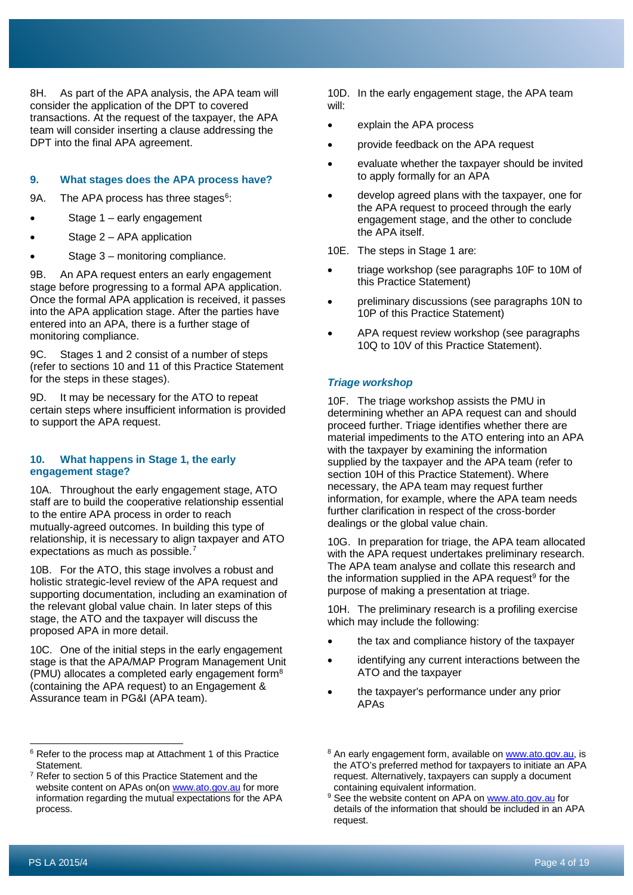8H. As part of the APA analysis, the APA team will consider the application of the DPT to covered transactions. At the request of the taxpayer, the APA team will consider inserting a clause addressing the DPT into the final APA agreement.

## 9. What stages does the APA process have?

9A. The APA process has three stages[6]:

- Stage 1 – early engagement
- Stage 2 – APA application
- Stage 3 – monitoring compliance.

9B. An APA request enters an early engagement stage before progressing to a formal APA application. Once the formal APA application is received, it passes into the APA application stage. After the parties have entered into an APA, there is a further stage of monitoring compliance.

9C. Stages 1 and 2 consist of a number of steps (refer to sections 10 and 11 of this Practice Statement for the steps in these stages).

9D. It may be necessary for the ATO to repeat certain steps where insufficient information is provided to support the APA request.

## 10. What happens in Stage 1, the early engagement stage?

10A. Throughout the early engagement stage, ATO staff are to build the cooperative relationship essential to the entire APA process in order to reach mutually-agreed outcomes. In building this type of relationship, it is necessary to align taxpayer and ATO expectations as much as possible.[7]

10B. For the ATO, this stage involves a robust and holistic strategic-level review of the APA request and supporting documentation, including an examination of the relevant global value chain. In later steps of this stage, the ATO and the taxpayer will discuss the proposed APA in more detail.

10C. One of the initial steps in the early engagement stage is that the APA/MAP Program Management Unit (PMU) allocates a completed early engagement form[8] (containing the APA request) to an Engagement & Assurance team in PG&I (APA team).

10D. In the early engagement stage, the APA team will:

- explain the APA process
- provide feedback on the APA request
- evaluate whether the taxpayer should be invited to apply formally for an APA
- develop agreed plans with the taxpayer, one for the APA request to proceed through the early engagement stage, and the other to conclude the APA itself.

10E. The steps in Stage 1 are:

- triage workshop (see paragraphs 10F to 10M of this Practice Statement)
- preliminary discussions (see paragraphs 10N to 10P of this Practice Statement)
- APA request review workshop (see paragraphs 10Q to 10V of this Practice Statement).

### *Triage workshop*

10F. The triage workshop assists the PMU in determining whether an APA request can and should proceed further. Triage identifies whether there are material impediments to the ATO entering into an APA with the taxpayer by examining the information supplied by the taxpayer and the APA team (refer to section 10H of this Practice Statement). Where necessary, the APA team may request further information, for example, where the APA team needs further clarification in respect of the cross-border dealings or the global value chain.

10G. In preparation for triage, the APA team allocated with the APA request undertakes preliminary research. The APA team analyse and collate this research and the information supplied in the APA request[9] for the purpose of making a presentation at triage.

10H. The preliminary research is a profiling exercise which may include the following:

- the tax and compliance history of the taxpayer
- identifying any current interactions between the ATO and the taxpayer
- the taxpayer's performance under any prior APAs

---

[6] Refer to the process map at Attachment 1 of this Practice Statement.

[7] Refer to section 5 of this Practice Statement and the website content on APAs on(on www.ato.gov.au for more information regarding the mutual expectations for the APA process.

[8] An early engagement form, available on www.ato.gov.au, is the ATO's preferred method for taxpayers to initiate an APA request. Alternatively, taxpayers can supply a document containing equivalent information.

[9] See the website content on APA on www.ato.gov.au for details of the information that should be included in an APA request.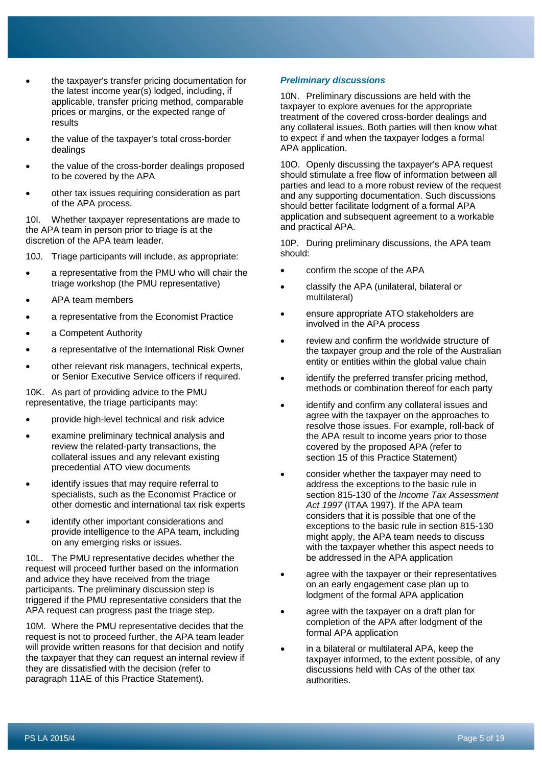- the taxpayer's transfer pricing documentation for the latest income year(s) lodged, including, if applicable, transfer pricing method, comparable prices or margins, or the expected range of results
- the value of the taxpayer's total cross-border dealings
- the value of the cross-border dealings proposed to be covered by the APA
- other tax issues requiring consideration as part of the APA process.

10I. Whether taxpayer representations are made to the APA team in person prior to triage is at the discretion of the APA team leader.

10J. Triage participants will include, as appropriate:

- a representative from the PMU who will chair the triage workshop (the PMU representative)
- APA team members
- a representative from the Economist Practice
- a Competent Authority
- a representative of the International Risk Owner
- other relevant risk managers, technical experts, or Senior Executive Service officers if required.

10K. As part of providing advice to the PMU representative, the triage participants may:

- provide high-level technical and risk advice
- examine preliminary technical analysis and review the related-party transactions, the collateral issues and any relevant existing precedential ATO view documents
- identify issues that may require referral to specialists, such as the Economist Practice or other domestic and international tax risk experts
- identify other important considerations and provide intelligence to the APA team, including on any emerging risks or issues.

10L. The PMU representative decides whether the request will proceed further based on the information and advice they have received from the triage participants. The preliminary discussion step is triggered if the PMU representative considers that the APA request can progress past the triage step.

10M. Where the PMU representative decides that the request is not to proceed further, the APA team leader will provide written reasons for that decision and notify the taxpayer that they can request an internal review if they are dissatisfied with the decision (refer to paragraph 11AE of this Practice Statement).

### *Preliminary discussions*

10N. Preliminary discussions are held with the taxpayer to explore avenues for the appropriate treatment of the covered cross-border dealings and any collateral issues. Both parties will then know what to expect if and when the taxpayer lodges a formal APA application.

10O. Openly discussing the taxpayer's APA request should stimulate a free flow of information between all parties and lead to a more robust review of the request and any supporting documentation. Such discussions should better facilitate lodgment of a formal APA application and subsequent agreement to a workable and practical APA.

10P. During preliminary discussions, the APA team should:

- confirm the scope of the APA
- classify the APA (unilateral, bilateral or multilateral)
- ensure appropriate ATO stakeholders are involved in the APA process
- review and confirm the worldwide structure of the taxpayer group and the role of the Australian entity or entities within the global value chain
- identify the preferred transfer pricing method, methods or combination thereof for each party
- identify and confirm any collateral issues and agree with the taxpayer on the approaches to resolve those issues. For example, roll-back of the APA result to income years prior to those covered by the proposed APA (refer to section 15 of this Practice Statement)
- consider whether the taxpayer may need to address the exceptions to the basic rule in section 815-130 of the *Income Tax Assessment Act 1997* (ITAA 1997). If the APA team considers that it is possible that one of the exceptions to the basic rule in section 815-130 might apply, the APA team needs to discuss with the taxpayer whether this aspect needs to be addressed in the APA application
- agree with the taxpayer or their representatives on an early engagement case plan up to lodgment of the formal APA application
- agree with the taxpayer on a draft plan for completion of the APA after lodgment of the formal APA application
- in a bilateral or multilateral APA, keep the taxpayer informed, to the extent possible, of any discussions held with CAs of the other tax authorities.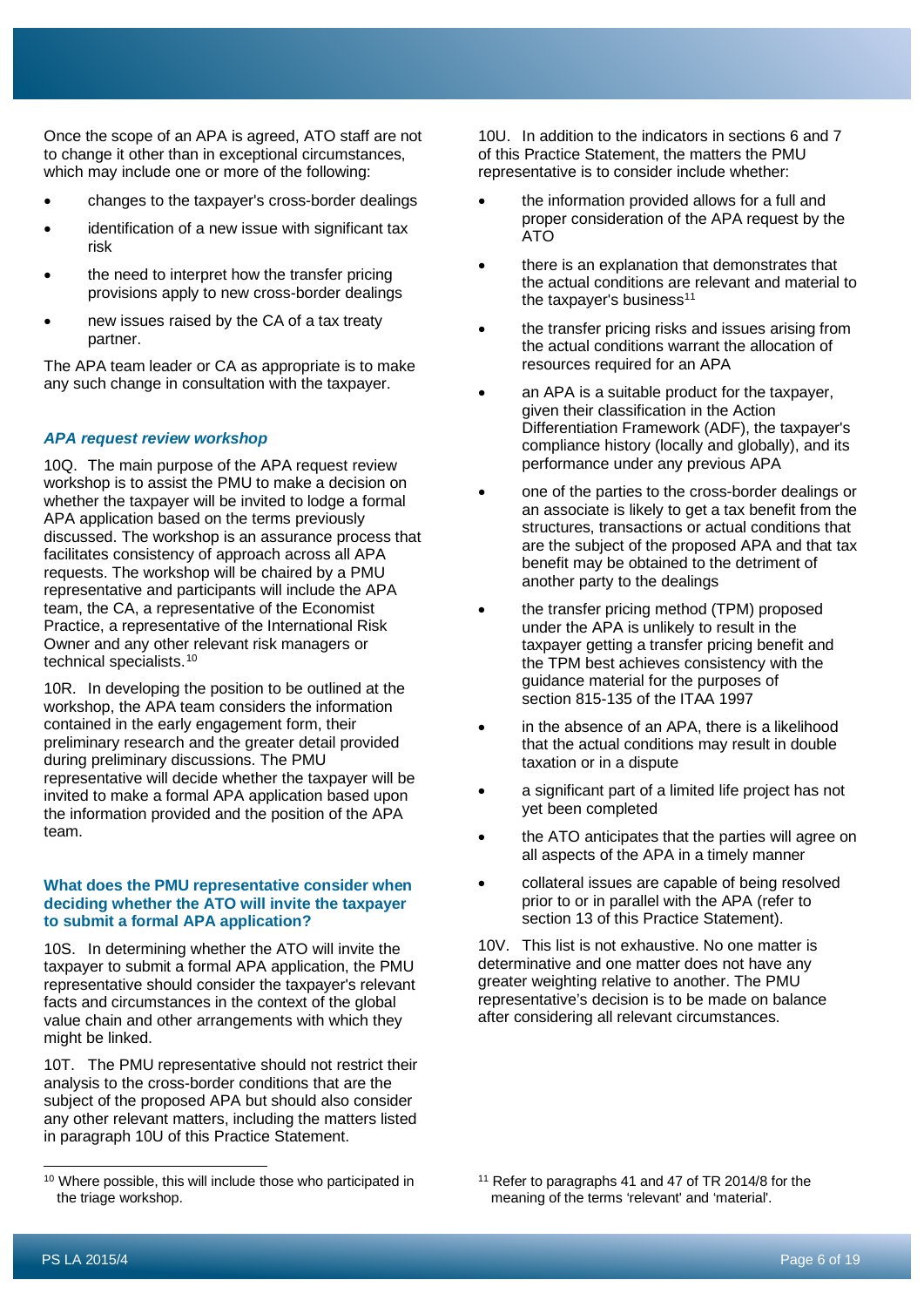Once the scope of an APA is agreed, ATO staff are not to change it other than in exceptional circumstances, which may include one or more of the following:

- changes to the taxpayer's cross-border dealings
- identification of a new issue with significant tax risk
- the need to interpret how the transfer pricing provisions apply to new cross-border dealings
- new issues raised by the CA of a tax treaty partner.

The APA team leader or CA as appropriate is to make any such change in consultation with the taxpayer.

### *APA request review workshop*

10Q. The main purpose of the APA request review workshop is to assist the PMU to make a decision on whether the taxpayer will be invited to lodge a formal APA application based on the terms previously discussed. The workshop is an assurance process that facilitates consistency of approach across all APA requests. The workshop will be chaired by a PMU representative and participants will include the APA team, the CA, a representative of the Economist Practice, a representative of the International Risk Owner and any other relevant risk managers or technical specialists.[10]

10R. In developing the position to be outlined at the workshop, the APA team considers the information contained in the early engagement form, their preliminary research and the greater detail provided during preliminary discussions. The PMU representative will decide whether the taxpayer will be invited to make a formal APA application based upon the information provided and the position of the APA team.

### What does the PMU representative consider when deciding whether the ATO will invite the taxpayer to submit a formal APA application?

10S. In determining whether the ATO will invite the taxpayer to submit a formal APA application, the PMU representative should consider the taxpayer's relevant facts and circumstances in the context of the global value chain and other arrangements with which they might be linked.

10T. The PMU representative should not restrict their analysis to the cross-border conditions that are the subject of the proposed APA but should also consider any other relevant matters, including the matters listed in paragraph 10U of this Practice Statement.

10U. In addition to the indicators in sections 6 and 7 of this Practice Statement, the matters the PMU representative is to consider include whether:

- the information provided allows for a full and proper consideration of the APA request by the ATO
- there is an explanation that demonstrates that the actual conditions are relevant and material to the taxpayer's business[11]
- the transfer pricing risks and issues arising from the actual conditions warrant the allocation of resources required for an APA
- an APA is a suitable product for the taxpayer, given their classification in the Action Differentiation Framework (ADF), the taxpayer's compliance history (locally and globally), and its performance under any previous APA
- one of the parties to the cross-border dealings or an associate is likely to get a tax benefit from the structures, transactions or actual conditions that are the subject of the proposed APA and that tax benefit may be obtained to the detriment of another party to the dealings
- the transfer pricing method (TPM) proposed under the APA is unlikely to result in the taxpayer getting a transfer pricing benefit and the TPM best achieves consistency with the guidance material for the purposes of section 815-135 of the ITAA 1997
- in the absence of an APA, there is a likelihood that the actual conditions may result in double taxation or in a dispute
- a significant part of a limited life project has not yet been completed
- the ATO anticipates that the parties will agree on all aspects of the APA in a timely manner
- collateral issues are capable of being resolved prior to or in parallel with the APA (refer to section 13 of this Practice Statement).

10V. This list is not exhaustive. No one matter is determinative and one matter does not have any greater weighting relative to another. The PMU representative's decision is to be made on balance after considering all relevant circumstances.

---

[10] Where possible, this will include those who participated in the triage workshop.

[11] Refer to paragraphs 41 and 47 of TR 2014/8 for the meaning of the terms 'relevant' and 'material'.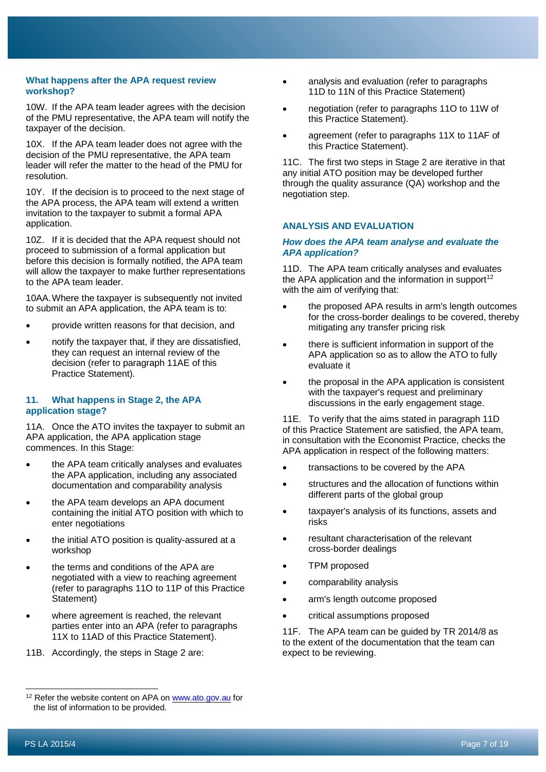### What happens after the APA request review workshop?

10W. If the APA team leader agrees with the decision of the PMU representative, the APA team will notify the taxpayer of the decision.

10X. If the APA team leader does not agree with the decision of the PMU representative, the APA team leader will refer the matter to the head of the PMU for resolution.

10Y. If the decision is to proceed to the next stage of the APA process, the APA team will extend a written invitation to the taxpayer to submit a formal APA application.

10Z. If it is decided that the APA request should not proceed to submission of a formal application but before this decision is formally notified, the APA team will allow the taxpayer to make further representations to the APA team leader.

10AA. Where the taxpayer is subsequently not invited to submit an APA application, the APA team is to:

- provide written reasons for that decision, and
- notify the taxpayer that, if they are dissatisfied, they can request an internal review of the decision (refer to paragraph 11AE of this Practice Statement).

## 11. What happens in Stage 2, the APA application stage?

11A. Once the ATO invites the taxpayer to submit an APA application, the APA application stage commences. In this Stage:

- the APA team critically analyses and evaluates the APA application, including any associated documentation and comparability analysis
- the APA team develops an APA document containing the initial ATO position with which to enter negotiations
- the initial ATO position is quality-assured at a workshop
- the terms and conditions of the APA are negotiated with a view to reaching agreement (refer to paragraphs 11O to 11P of this Practice Statement)
- where agreement is reached, the relevant parties enter into an APA (refer to paragraphs 11X to 11AD of this Practice Statement).

11B. Accordingly, the steps in Stage 2 are:

- analysis and evaluation (refer to paragraphs 11D to 11N of this Practice Statement)
- negotiation (refer to paragraphs 11O to 11W of this Practice Statement).
- agreement (refer to paragraphs 11X to 11AF of this Practice Statement).

11C. The first two steps in Stage 2 are iterative in that any initial ATO position may be developed further through the quality assurance (QA) workshop and the negotiation step.

## ANALYSIS AND EVALUATION

### *How does the APA team analyse and evaluate the APA application?*

11D. The APA team critically analyses and evaluates the APA application and the information in support[12] with the aim of verifying that:

- the proposed APA results in arm's length outcomes for the cross-border dealings to be covered, thereby mitigating any transfer pricing risk
- there is sufficient information in support of the APA application so as to allow the ATO to fully evaluate it
- the proposal in the APA application is consistent with the taxpayer's request and preliminary discussions in the early engagement stage.

11E. To verify that the aims stated in paragraph 11D of this Practice Statement are satisfied, the APA team, in consultation with the Economist Practice, checks the APA application in respect of the following matters:

- transactions to be covered by the APA
- structures and the allocation of functions within different parts of the global group
- taxpayer's analysis of its functions, assets and risks
- resultant characterisation of the relevant cross-border dealings
- TPM proposed
- comparability analysis
- arm's length outcome proposed
- critical assumptions proposed

11F. The APA team can be guided by TR 2014/8 as to the extent of the documentation that the team can expect to be reviewing.

---

[12] Refer the website content on APA on www.ato.gov.au for the list of information to be provided.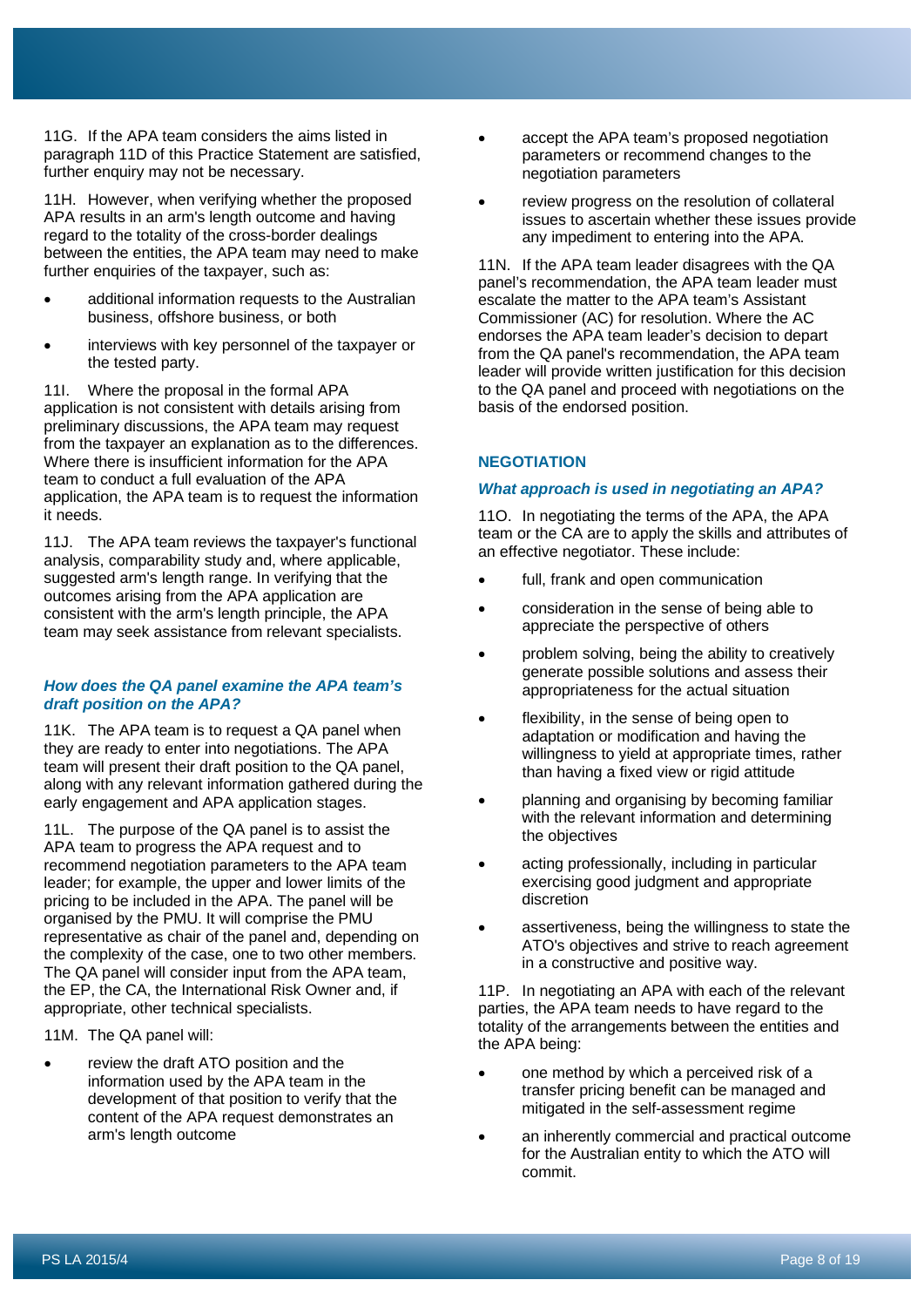11G. If the APA team considers the aims listed in paragraph 11D of this Practice Statement are satisfied, further enquiry may not be necessary.

11H. However, when verifying whether the proposed APA results in an arm's length outcome and having regard to the totality of the cross-border dealings between the entities, the APA team may need to make further enquiries of the taxpayer, such as:

- additional information requests to the Australian business, offshore business, or both
- interviews with key personnel of the taxpayer or the tested party.

11I. Where the proposal in the formal APA application is not consistent with details arising from preliminary discussions, the APA team may request from the taxpayer an explanation as to the differences. Where there is insufficient information for the APA team to conduct a full evaluation of the APA application, the APA team is to request the information it needs.

11J. The APA team reviews the taxpayer's functional analysis, comparability study and, where applicable, suggested arm's length range. In verifying that the outcomes arising from the APA application are consistent with the arm's length principle, the APA team may seek assistance from relevant specialists.

### *How does the QA panel examine the APA team's draft position on the APA?*

11K. The APA team is to request a QA panel when they are ready to enter into negotiations. The APA team will present their draft position to the QA panel, along with any relevant information gathered during the early engagement and APA application stages.

11L. The purpose of the QA panel is to assist the APA team to progress the APA request and to recommend negotiation parameters to the APA team leader; for example, the upper and lower limits of the pricing to be included in the APA. The panel will be organised by the PMU. It will comprise the PMU representative as chair of the panel and, depending on the complexity of the case, one to two other members. The QA panel will consider input from the APA team, the EP, the CA, the International Risk Owner and, if appropriate, other technical specialists.

11M. The QA panel will:

- review the draft ATO position and the information used by the APA team in the development of that position to verify that the content of the APA request demonstrates an arm's length outcome
- accept the APA team's proposed negotiation parameters or recommend changes to the negotiation parameters
- review progress on the resolution of collateral issues to ascertain whether these issues provide any impediment to entering into the APA.

11N. If the APA team leader disagrees with the QA panel's recommendation, the APA team leader must escalate the matter to the APA team's Assistant Commissioner (AC) for resolution. Where the AC endorses the APA team leader's decision to depart from the QA panel's recommendation, the APA team leader will provide written justification for this decision to the QA panel and proceed with negotiations on the basis of the endorsed position.

## NEGOTIATION

### *What approach is used in negotiating an APA?*

11O. In negotiating the terms of the APA, the APA team or the CA are to apply the skills and attributes of an effective negotiator. These include:

- full, frank and open communication
- consideration in the sense of being able to appreciate the perspective of others
- problem solving, being the ability to creatively generate possible solutions and assess their appropriateness for the actual situation
- flexibility, in the sense of being open to adaptation or modification and having the willingness to yield at appropriate times, rather than having a fixed view or rigid attitude
- planning and organising by becoming familiar with the relevant information and determining the objectives
- acting professionally, including in particular exercising good judgment and appropriate discretion
- assertiveness, being the willingness to state the ATO's objectives and strive to reach agreement in a constructive and positive way.

11P. In negotiating an APA with each of the relevant parties, the APA team needs to have regard to the totality of the arrangements between the entities and the APA being:

- one method by which a perceived risk of a transfer pricing benefit can be managed and mitigated in the self-assessment regime
- an inherently commercial and practical outcome for the Australian entity to which the ATO will commit.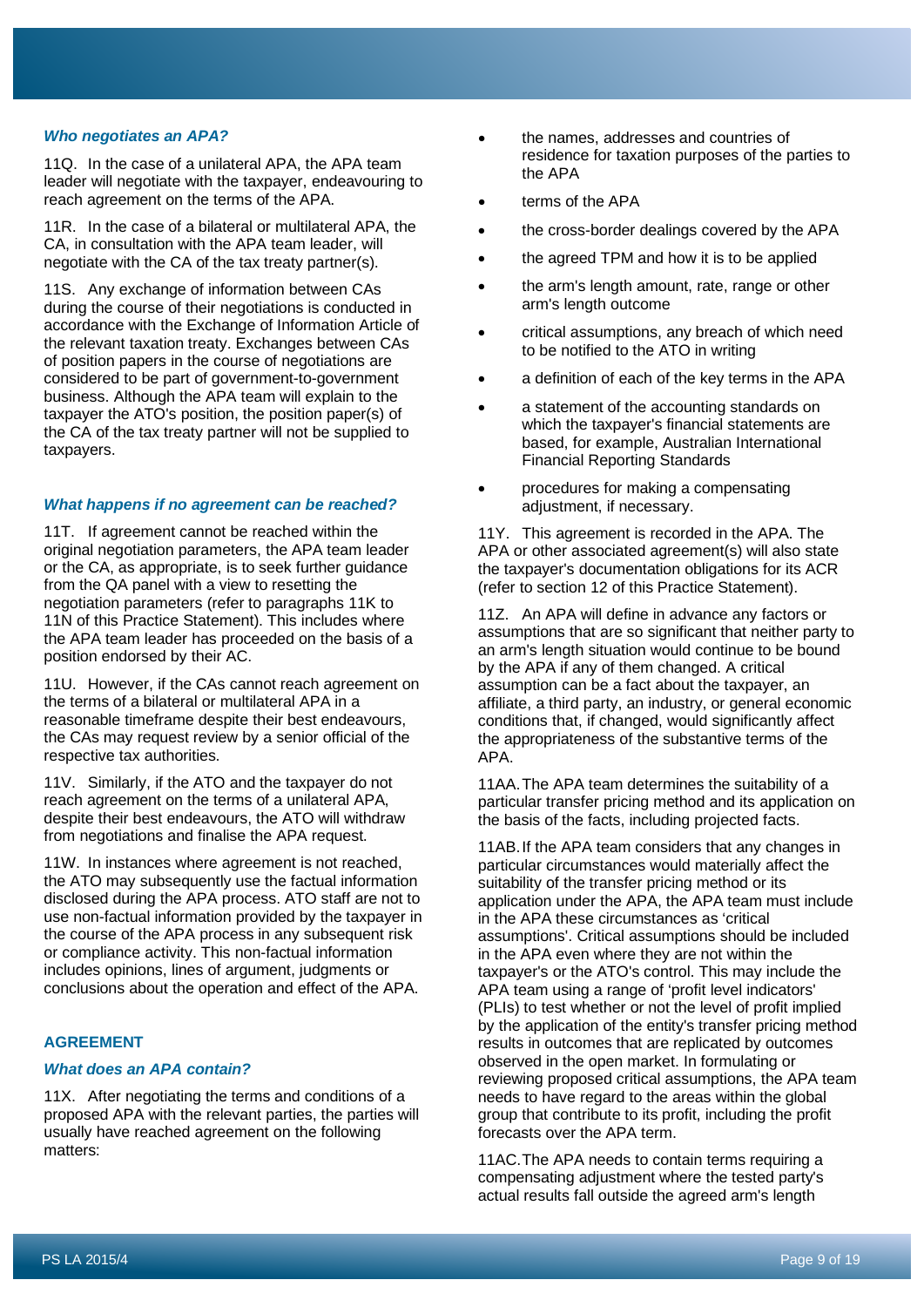### *Who negotiates an APA?*

11Q. In the case of a unilateral APA, the APA team leader will negotiate with the taxpayer, endeavouring to reach agreement on the terms of the APA.

11R. In the case of a bilateral or multilateral APA, the CA, in consultation with the APA team leader, will negotiate with the CA of the tax treaty partner(s).

11S. Any exchange of information between CAs during the course of their negotiations is conducted in accordance with the Exchange of Information Article of the relevant taxation treaty. Exchanges between CAs of position papers in the course of negotiations are considered to be part of government-to-government business. Although the APA team will explain to the taxpayer the ATO's position, the position paper(s) of the CA of the tax treaty partner will not be supplied to taxpayers.

### *What happens if no agreement can be reached?*

11T. If agreement cannot be reached within the original negotiation parameters, the APA team leader or the CA, as appropriate, is to seek further guidance from the QA panel with a view to resetting the negotiation parameters (refer to paragraphs 11K to 11N of this Practice Statement). This includes where the APA team leader has proceeded on the basis of a position endorsed by their AC.

11U. However, if the CAs cannot reach agreement on the terms of a bilateral or multilateral APA in a reasonable timeframe despite their best endeavours, the CAs may request review by a senior official of the respective tax authorities.

11V. Similarly, if the ATO and the taxpayer do not reach agreement on the terms of a unilateral APA, despite their best endeavours, the ATO will withdraw from negotiations and finalise the APA request.

11W. In instances where agreement is not reached, the ATO may subsequently use the factual information disclosed during the APA process. ATO staff are not to use non-factual information provided by the taxpayer in the course of the APA process in any subsequent risk or compliance activity. This non-factual information includes opinions, lines of argument, judgments or conclusions about the operation and effect of the APA.

## AGREEMENT

### *What does an APA contain?*

11X. After negotiating the terms and conditions of a proposed APA with the relevant parties, the parties will usually have reached agreement on the following matters:

- the names, addresses and countries of residence for taxation purposes of the parties to the APA
- terms of the APA
- the cross-border dealings covered by the APA
- the agreed TPM and how it is to be applied
- the arm's length amount, rate, range or other arm's length outcome
- critical assumptions, any breach of which need to be notified to the ATO in writing
- a definition of each of the key terms in the APA
- a statement of the accounting standards on which the taxpayer's financial statements are based, for example, Australian International Financial Reporting Standards
- procedures for making a compensating adjustment, if necessary.

11Y. This agreement is recorded in the APA. The APA or other associated agreement(s) will also state the taxpayer's documentation obligations for its ACR (refer to section 12 of this Practice Statement).

11Z. An APA will define in advance any factors or assumptions that are so significant that neither party to an arm's length situation would continue to be bound by the APA if any of them changed. A critical assumption can be a fact about the taxpayer, an affiliate, a third party, an industry, or general economic conditions that, if changed, would significantly affect the appropriateness of the substantive terms of the APA.

11AA. The APA team determines the suitability of a particular transfer pricing method and its application on the basis of the facts, including projected facts.

11AB. If the APA team considers that any changes in particular circumstances would materially affect the suitability of the transfer pricing method or its application under the APA, the APA team must include in the APA these circumstances as 'critical assumptions'. Critical assumptions should be included in the APA even where they are not within the taxpayer's or the ATO's control. This may include the APA team using a range of 'profit level indicators' (PLIs) to test whether or not the level of profit implied by the application of the entity's transfer pricing method results in outcomes that are replicated by outcomes observed in the open market. In formulating or reviewing proposed critical assumptions, the APA team needs to have regard to the areas within the global group that contribute to its profit, including the profit forecasts over the APA term.

11AC. The APA needs to contain terms requiring a compensating adjustment where the tested party's actual results fall outside the agreed arm's length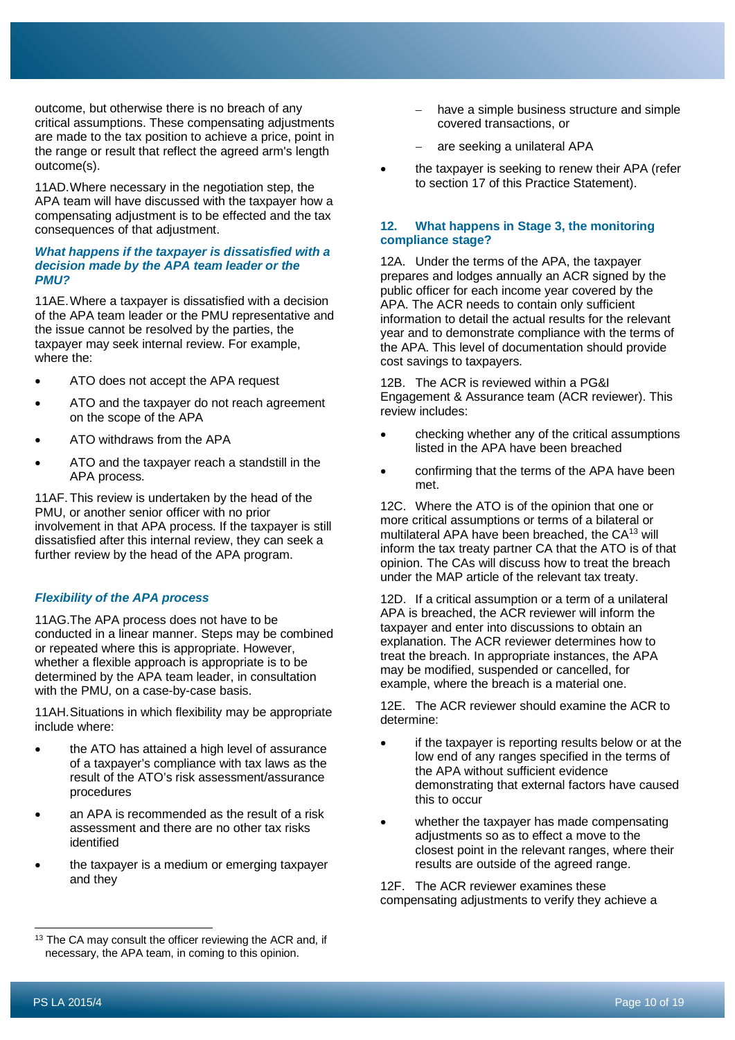outcome, but otherwise there is no breach of any critical assumptions. These compensating adjustments are made to the tax position to achieve a price, point in the range or result that reflect the agreed arm's length outcome(s).

11AD. Where necessary in the negotiation step, the APA team will have discussed with the taxpayer how a compensating adjustment is to be effected and the tax consequences of that adjustment.

### *What happens if the taxpayer is dissatisfied with a decision made by the APA team leader or the PMU?*

11AE. Where a taxpayer is dissatisfied with a decision of the APA team leader or the PMU representative and the issue cannot be resolved by the parties, the taxpayer may seek internal review. For example, where the:

- ATO does not accept the APA request
- ATO and the taxpayer do not reach agreement on the scope of the APA
- ATO withdraws from the APA
- ATO and the taxpayer reach a standstill in the APA process.

11AF. This review is undertaken by the head of the PMU, or another senior officer with no prior involvement in that APA process. If the taxpayer is still dissatisfied after this internal review, they can seek a further review by the head of the APA program.

### *Flexibility of the APA process*

11AG. The APA process does not have to be conducted in a linear manner. Steps may be combined or repeated where this is appropriate. However, whether a flexible approach is appropriate is to be determined by the APA team leader, in consultation with the PMU, on a case-by-case basis.

11AH. Situations in which flexibility may be appropriate include where:

- the ATO has attained a high level of assurance of a taxpayer's compliance with tax laws as the result of the ATO's risk assessment/assurance procedures
- an APA is recommended as the result of a risk assessment and there are no other tax risks identified
- the taxpayer is a medium or emerging taxpayer and they
  - have a simple business structure and simple covered transactions, or
  - are seeking a unilateral APA
- the taxpayer is seeking to renew their APA (refer to section 17 of this Practice Statement).

## 12. What happens in Stage 3, the monitoring compliance stage?

12A. Under the terms of the APA, the taxpayer prepares and lodges annually an ACR signed by the public officer for each income year covered by the APA. The ACR needs to contain only sufficient information to detail the actual results for the relevant year and to demonstrate compliance with the terms of the APA. This level of documentation should provide cost savings to taxpayers.

12B. The ACR is reviewed within a PG&I Engagement & Assurance team (ACR reviewer). This review includes:

- checking whether any of the critical assumptions listed in the APA have been breached
- confirming that the terms of the APA have been met.

12C. Where the ATO is of the opinion that one or more critical assumptions or terms of a bilateral or multilateral APA have been breached, the CA[13] will inform the tax treaty partner CA that the ATO is of that opinion. The CAs will discuss how to treat the breach under the MAP article of the relevant tax treaty.

12D. If a critical assumption or a term of a unilateral APA is breached, the ACR reviewer will inform the taxpayer and enter into discussions to obtain an explanation. The ACR reviewer determines how to treat the breach. In appropriate instances, the APA may be modified, suspended or cancelled, for example, where the breach is a material one.

12E. The ACR reviewer should examine the ACR to determine:

- if the taxpayer is reporting results below or at the low end of any ranges specified in the terms of the APA without sufficient evidence demonstrating that external factors have caused this to occur
- whether the taxpayer has made compensating adjustments so as to effect a move to the closest point in the relevant ranges, where their results are outside of the agreed range.

12F. The ACR reviewer examines these compensating adjustments to verify they achieve a

---

[13] The CA may consult the officer reviewing the ACR and, if necessary, the APA team, in coming to this opinion.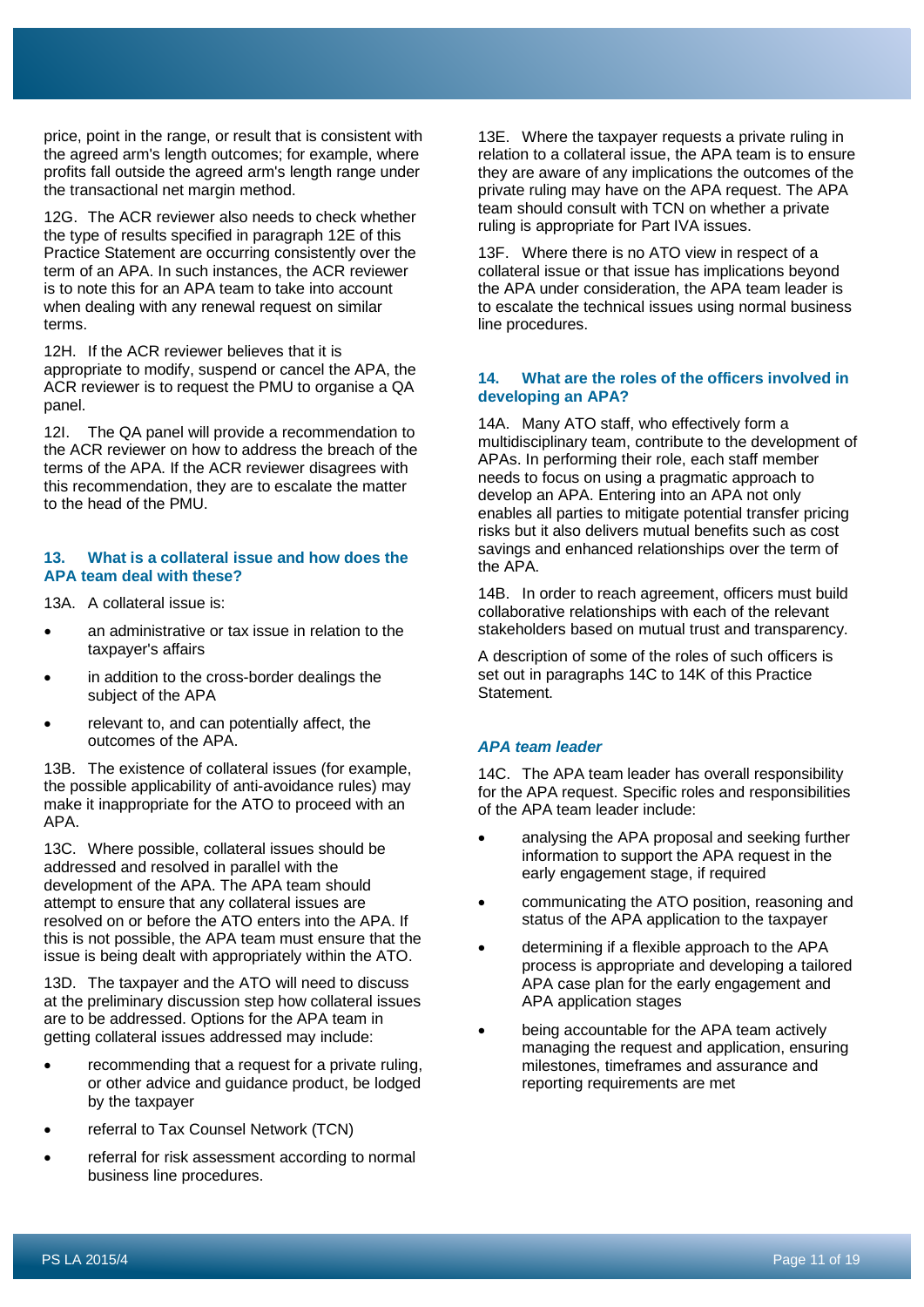price, point in the range, or result that is consistent with the agreed arm's length outcomes; for example, where profits fall outside the agreed arm's length range under the transactional net margin method.

12G. The ACR reviewer also needs to check whether the type of results specified in paragraph 12E of this Practice Statement are occurring consistently over the term of an APA. In such instances, the ACR reviewer is to note this for an APA team to take into account when dealing with any renewal request on similar terms.

12H. If the ACR reviewer believes that it is appropriate to modify, suspend or cancel the APA, the ACR reviewer is to request the PMU to organise a QA panel.

12I. The QA panel will provide a recommendation to the ACR reviewer on how to address the breach of the terms of the APA. If the ACR reviewer disagrees with this recommendation, they are to escalate the matter to the head of the PMU.

## 13. What is a collateral issue and how does the APA team deal with these?

13A. A collateral issue is:

- an administrative or tax issue in relation to the taxpayer's affairs
- in addition to the cross-border dealings the subject of the APA
- relevant to, and can potentially affect, the outcomes of the APA.

13B. The existence of collateral issues (for example, the possible applicability of anti-avoidance rules) may make it inappropriate for the ATO to proceed with an APA.

13C. Where possible, collateral issues should be addressed and resolved in parallel with the development of the APA. The APA team should attempt to ensure that any collateral issues are resolved on or before the ATO enters into the APA. If this is not possible, the APA team must ensure that the issue is being dealt with appropriately within the ATO.

13D. The taxpayer and the ATO will need to discuss at the preliminary discussion step how collateral issues are to be addressed. Options for the APA team in getting collateral issues addressed may include:

- recommending that a request for a private ruling, or other advice and guidance product, be lodged by the taxpayer
- referral to Tax Counsel Network (TCN)
- referral for risk assessment according to normal business line procedures.

13E. Where the taxpayer requests a private ruling in relation to a collateral issue, the APA team is to ensure they are aware of any implications the outcomes of the private ruling may have on the APA request. The APA team should consult with TCN on whether a private ruling is appropriate for Part IVA issues.

13F. Where there is no ATO view in respect of a collateral issue or that issue has implications beyond the APA under consideration, the APA team leader is to escalate the technical issues using normal business line procedures.

## 14. What are the roles of the officers involved in developing an APA?

14A. Many ATO staff, who effectively form a multidisciplinary team, contribute to the development of APAs. In performing their role, each staff member needs to focus on using a pragmatic approach to develop an APA. Entering into an APA not only enables all parties to mitigate potential transfer pricing risks but it also delivers mutual benefits such as cost savings and enhanced relationships over the term of the APA.

14B. In order to reach agreement, officers must build collaborative relationships with each of the relevant stakeholders based on mutual trust and transparency.

A description of some of the roles of such officers is set out in paragraphs 14C to 14K of this Practice Statement.

### *APA team leader*

14C. The APA team leader has overall responsibility for the APA request. Specific roles and responsibilities of the APA team leader include:

- analysing the APA proposal and seeking further information to support the APA request in the early engagement stage, if required
- communicating the ATO position, reasoning and status of the APA application to the taxpayer
- determining if a flexible approach to the APA process is appropriate and developing a tailored APA case plan for the early engagement and APA application stages
- being accountable for the APA team actively managing the request and application, ensuring milestones, timeframes and assurance and reporting requirements are met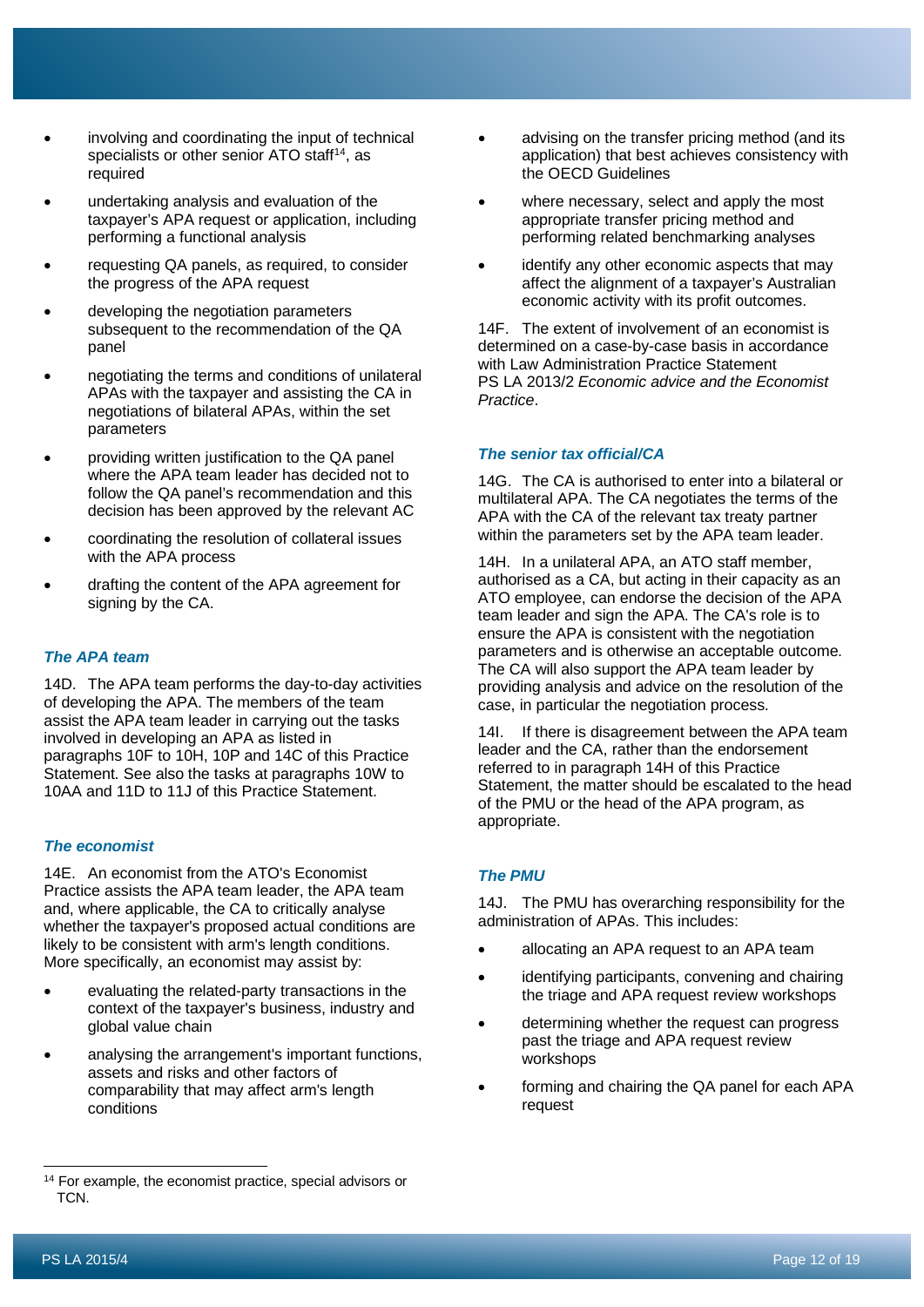- involving and coordinating the input of technical specialists or other senior ATO staff[14], as required
- undertaking analysis and evaluation of the taxpayer's APA request or application, including performing a functional analysis
- requesting QA panels, as required, to consider the progress of the APA request
- developing the negotiation parameters subsequent to the recommendation of the QA panel
- negotiating the terms and conditions of unilateral APAs with the taxpayer and assisting the CA in negotiations of bilateral APAs, within the set parameters
- providing written justification to the QA panel where the APA team leader has decided not to follow the QA panel's recommendation and this decision has been approved by the relevant AC
- coordinating the resolution of collateral issues with the APA process
- drafting the content of the APA agreement for signing by the CA.

### *The APA team*

14D. The APA team performs the day-to-day activities of developing the APA. The members of the team assist the APA team leader in carrying out the tasks involved in developing an APA as listed in paragraphs 10F to 10H, 10P and 14C of this Practice Statement. See also the tasks at paragraphs 10W to 10AA and 11D to 11J of this Practice Statement.

### *The economist*

14E. An economist from the ATO's Economist Practice assists the APA team leader, the APA team and, where applicable, the CA to critically analyse whether the taxpayer's proposed actual conditions are likely to be consistent with arm's length conditions. More specifically, an economist may assist by:

- evaluating the related-party transactions in the context of the taxpayer's business, industry and global value chain
- analysing the arrangement's important functions, assets and risks and other factors of comparability that may affect arm's length conditions
- advising on the transfer pricing method (and its application) that best achieves consistency with the OECD Guidelines
- where necessary, select and apply the most appropriate transfer pricing method and performing related benchmarking analyses
- identify any other economic aspects that may affect the alignment of a taxpayer's Australian economic activity with its profit outcomes.

14F. The extent of involvement of an economist is determined on a case-by-case basis in accordance with Law Administration Practice Statement PS LA 2013/2 *Economic advice and the Economist Practice*.

### *The senior tax official/CA*

14G. The CA is authorised to enter into a bilateral or multilateral APA. The CA negotiates the terms of the APA with the CA of the relevant tax treaty partner within the parameters set by the APA team leader.

14H. In a unilateral APA, an ATO staff member, authorised as a CA, but acting in their capacity as an ATO employee, can endorse the decision of the APA team leader and sign the APA. The CA's role is to ensure the APA is consistent with the negotiation parameters and is otherwise an acceptable outcome. The CA will also support the APA team leader by providing analysis and advice on the resolution of the case, in particular the negotiation process.

14I. If there is disagreement between the APA team leader and the CA, rather than the endorsement referred to in paragraph 14H of this Practice Statement, the matter should be escalated to the head of the PMU or the head of the APA program, as appropriate.

### *The PMU*

14J. The PMU has overarching responsibility for the administration of APAs. This includes:

- allocating an APA request to an APA team
- identifying participants, convening and chairing the triage and APA request review workshops
- determining whether the request can progress past the triage and APA request review workshops
- forming and chairing the QA panel for each APA request

---

[14] For example, the economist practice, special advisors or TCN.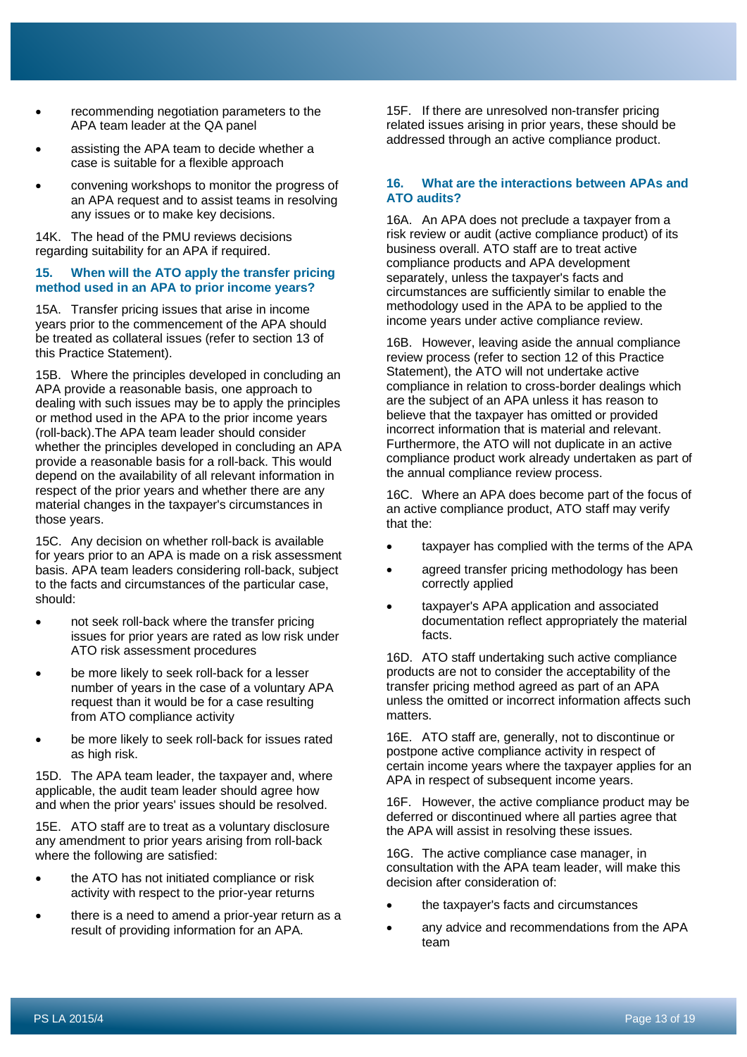- recommending negotiation parameters to the APA team leader at the QA panel
- assisting the APA team to decide whether a case is suitable for a flexible approach
- convening workshops to monitor the progress of an APA request and to assist teams in resolving any issues or to make key decisions.

14K. The head of the PMU reviews decisions regarding suitability for an APA if required.

### 15. When will the ATO apply the transfer pricing method used in an APA to prior income years?

15A. Transfer pricing issues that arise in income years prior to the commencement of the APA should be treated as collateral issues (refer to section 13 of this Practice Statement).

15B. Where the principles developed in concluding an APA provide a reasonable basis, one approach to dealing with such issues may be to apply the principles or method used in the APA to the prior income years (roll-back).The APA team leader should consider whether the principles developed in concluding an APA provide a reasonable basis for a roll-back. This would depend on the availability of all relevant information in respect of the prior years and whether there are any material changes in the taxpayer's circumstances in those years.

15C. Any decision on whether roll-back is available for years prior to an APA is made on a risk assessment basis. APA team leaders considering roll-back, subject to the facts and circumstances of the particular case, should:

- not seek roll-back where the transfer pricing issues for prior years are rated as low risk under ATO risk assessment procedures
- be more likely to seek roll-back for a lesser number of years in the case of a voluntary APA request than it would be for a case resulting from ATO compliance activity
- be more likely to seek roll-back for issues rated as high risk.

15D. The APA team leader, the taxpayer and, where applicable, the audit team leader should agree how and when the prior years' issues should be resolved.

15E. ATO staff are to treat as a voluntary disclosure any amendment to prior years arising from roll-back where the following are satisfied:

- the ATO has not initiated compliance or risk activity with respect to the prior-year returns
- there is a need to amend a prior-year return as a result of providing information for an APA.

15F. If there are unresolved non-transfer pricing related issues arising in prior years, these should be addressed through an active compliance product.

### 16. What are the interactions between APAs and ATO audits?

16A. An APA does not preclude a taxpayer from a risk review or audit (active compliance product) of its business overall. ATO staff are to treat active compliance products and APA development separately, unless the taxpayer's facts and circumstances are sufficiently similar to enable the methodology used in the APA to be applied to the income years under active compliance review.

16B. However, leaving aside the annual compliance review process (refer to section 12 of this Practice Statement), the ATO will not undertake active compliance in relation to cross-border dealings which are the subject of an APA unless it has reason to believe that the taxpayer has omitted or provided incorrect information that is material and relevant. Furthermore, the ATO will not duplicate in an active compliance product work already undertaken as part of the annual compliance review process.

16C. Where an APA does become part of the focus of an active compliance product, ATO staff may verify that the:

- taxpayer has complied with the terms of the APA
- agreed transfer pricing methodology has been correctly applied
- taxpayer's APA application and associated documentation reflect appropriately the material facts.

16D. ATO staff undertaking such active compliance products are not to consider the acceptability of the transfer pricing method agreed as part of an APA unless the omitted or incorrect information affects such matters.

16E. ATO staff are, generally, not to discontinue or postpone active compliance activity in respect of certain income years where the taxpayer applies for an APA in respect of subsequent income years.

16F. However, the active compliance product may be deferred or discontinued where all parties agree that the APA will assist in resolving these issues.

16G. The active compliance case manager, in consultation with the APA team leader, will make this decision after consideration of:

- the taxpayer's facts and circumstances
- any advice and recommendations from the APA team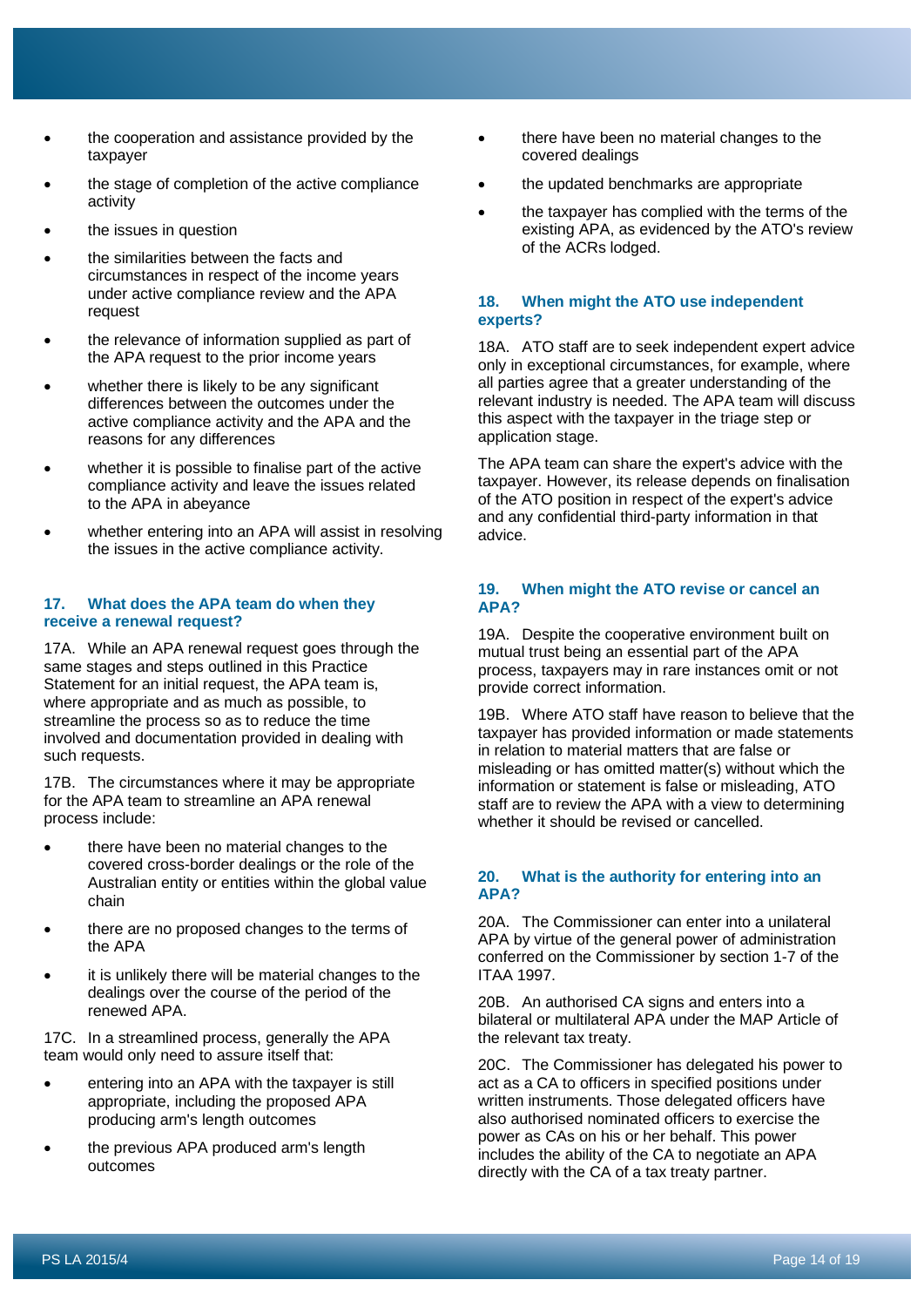- the cooperation and assistance provided by the taxpayer
- the stage of completion of the active compliance activity
- the issues in question
- the similarities between the facts and circumstances in respect of the income years under active compliance review and the APA request
- the relevance of information supplied as part of the APA request to the prior income years
- whether there is likely to be any significant differences between the outcomes under the active compliance activity and the APA and the reasons for any differences
- whether it is possible to finalise part of the active compliance activity and leave the issues related to the APA in abeyance
- whether entering into an APA will assist in resolving the issues in the active compliance activity.

### 17. What does the APA team do when they receive a renewal request?

17A. While an APA renewal request goes through the same stages and steps outlined in this Practice Statement for an initial request, the APA team is, where appropriate and as much as possible, to streamline the process so as to reduce the time involved and documentation provided in dealing with such requests.

17B. The circumstances where it may be appropriate for the APA team to streamline an APA renewal process include:

- there have been no material changes to the covered cross-border dealings or the role of the Australian entity or entities within the global value chain
- there are no proposed changes to the terms of the APA
- it is unlikely there will be material changes to the dealings over the course of the period of the renewed APA.

17C. In a streamlined process, generally the APA team would only need to assure itself that:

- entering into an APA with the taxpayer is still appropriate, including the proposed APA producing arm's length outcomes
- the previous APA produced arm's length outcomes
- there have been no material changes to the covered dealings
- the updated benchmarks are appropriate
- the taxpayer has complied with the terms of the existing APA, as evidenced by the ATO's review of the ACRs lodged.

### 18. When might the ATO use independent experts?

18A. ATO staff are to seek independent expert advice only in exceptional circumstances, for example, where all parties agree that a greater understanding of the relevant industry is needed. The APA team will discuss this aspect with the taxpayer in the triage step or application stage.

The APA team can share the expert's advice with the taxpayer. However, its release depends on finalisation of the ATO position in respect of the expert's advice and any confidential third-party information in that advice.

### 19. When might the ATO revise or cancel an APA?

19A. Despite the cooperative environment built on mutual trust being an essential part of the APA process, taxpayers may in rare instances omit or not provide correct information.

19B. Where ATO staff have reason to believe that the taxpayer has provided information or made statements in relation to material matters that are false or misleading or has omitted matter(s) without which the information or statement is false or misleading, ATO staff are to review the APA with a view to determining whether it should be revised or cancelled.

### 20. What is the authority for entering into an APA?

20A. The Commissioner can enter into a unilateral APA by virtue of the general power of administration conferred on the Commissioner by section 1-7 of the ITAA 1997.

20B. An authorised CA signs and enters into a bilateral or multilateral APA under the MAP Article of the relevant tax treaty.

20C. The Commissioner has delegated his power to act as a CA to officers in specified positions under written instruments. Those delegated officers have also authorised nominated officers to exercise the power as CAs on his or her behalf. This power includes the ability of the CA to negotiate an APA directly with the CA of a tax treaty partner.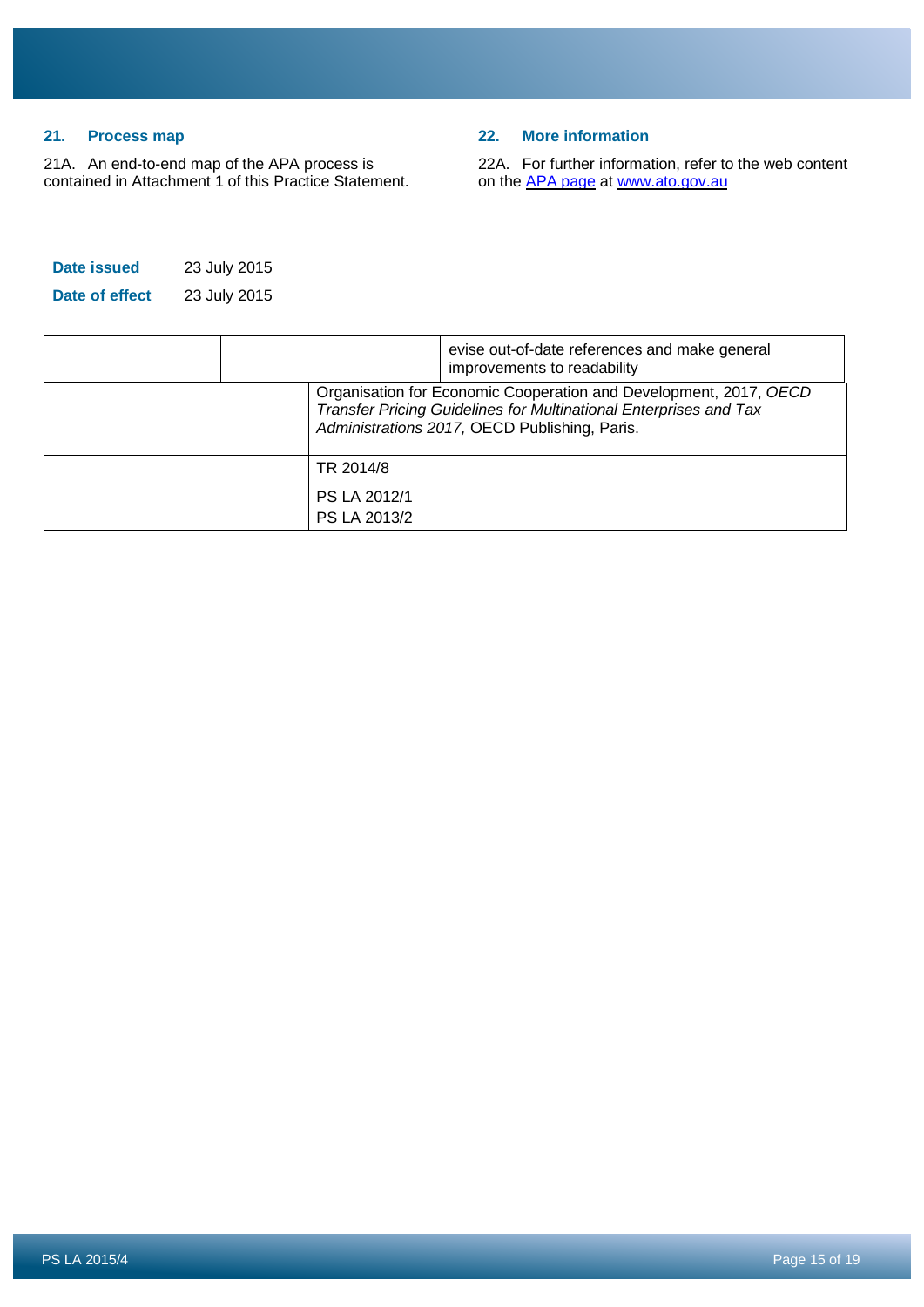## 21. Process map

21A. An end-to-end map of the APA process is contained in Attachment 1 of this Practice Statement.

## 22. More information

22A. For further information, refer to the web content on the [APA page](#) at [www.ato.gov.au](http://www.ato.gov.au)

**Date issued** 23 July 2015

**Date of effect** 23 July 2015

| | | |
|---|---|---|
| | | evise out-of-date references and make general improvements to readability |
| | Organisation for Economic Cooperation and Development, 2017, *OECD Transfer Pricing Guidelines for Multinational Enterprises and Tax Administrations 2017,* OECD Publishing, Paris. | |
| | TR 2014/8 | |
| | PS LA 2012/1<br>PS LA 2013/2 | |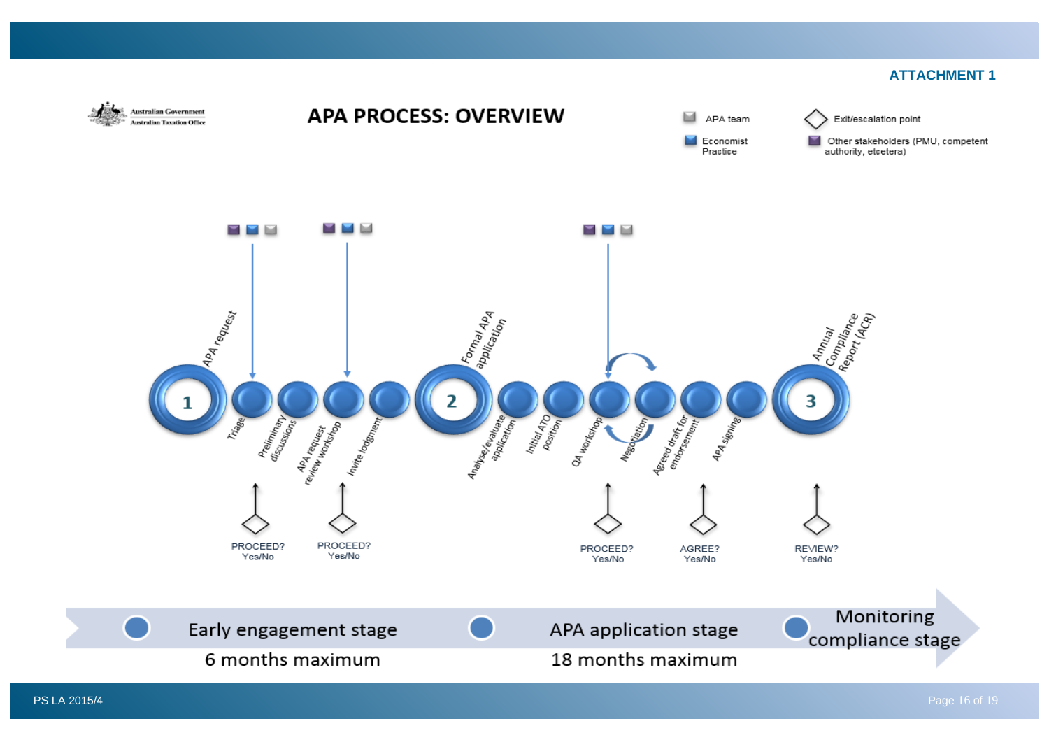ATTACHMENT 1

Australian Government
Australian Taxation Office

# APA PROCESS: OVERVIEW

Legend:
- APA team
- Economist Practice
- Exit/escalation point
- Other stakeholders (PMU, competent authority, etcetera)

**1** APA request

- Triage — PROCEED? Yes/No
- Preliminary discussions
- APA request review workshop — PROCEED? Yes/No
- Invite lodgment

**2** Formal APA application

- Analyse/evaluate application
- Initial ATO position
- QA workshop — PROCEED? Yes/No
- Negotiation
- Agreed draft for endorsement — AGREE? Yes/No
- APA signing

**3** Annual Compliance Report (ACR) — REVIEW? Yes/No

| Early engagement stage | APA application stage | Monitoring compliance stage |
|---|---|---|
| 6 months maximum | 18 months maximum | |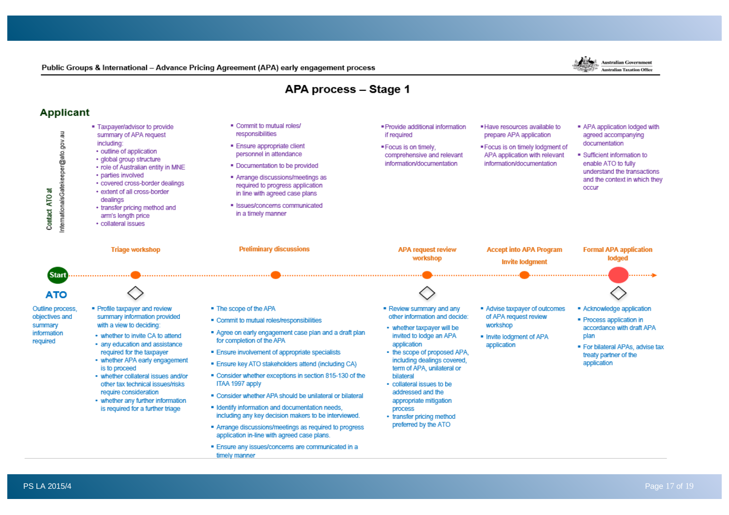Public Groups & International – Advance Pricing Agreement (APA) early engagement process

# APA process – Stage 1

## Applicant

Contact ATO at InternationalsGatekeeper@ato.gov.au

| Stage | Applicant | ATO |
|---|---|---|
| Start | | Outline process, objectives and summary information required |
| Triage workshop | ▪ Taxpayer/advisor to provide summary of APA request including:<br>• outline of application<br>• global group structure<br>• role of Australian entity in MNE<br>• parties involved<br>• covered cross-border dealings<br>• extent of all cross-border dealings<br>• transfer pricing method and arm's length price<br>• collateral issues | ▪ Profile taxpayer and review summary information provided with a view to deciding:<br>• whether to invite CA to attend<br>• any education and assistance required for the taxpayer<br>• whether APA early engagement is to proceed<br>• whether collateral issues and/or other tax technical issues/risks require consideration<br>• whether any further information is required for a further triage |
| Preliminary discussions | ▪ Commit to mutual roles/ responsibilities<br>▪ Ensure appropriate client personnel in attendance<br>▪ Documentation to be provided<br>▪ Arrange discussions/meetings as required to progress application in line with agreed case plans<br>▪ Issues/concerns communicated in a timely manner | ▪ The scope of the APA<br>▪ Commit to mutual roles/responsibilities<br>▪ Agree on early engagement case plan and a draft plan for completion of the APA<br>▪ Ensure involvement of appropriate specialists<br>▪ Ensure key ATO stakeholders attend (including CA)<br>▪ Consider whether exceptions in section 815-130 of the ITAA 1997 apply<br>▪ Consider whether APA should be unilateral or bilateral<br>▪ Identify information and documentation needs, including any key decision makers to be interviewed.<br>▪ Arrange discussions/meetings as required to progress application in-line with agreed case plans.<br>▪ Ensure any issues/concerns are communicated in a timely manner |
| APA request review workshop | ▪ Provide additional information if required<br>▪ Focus is on timely, comprehensive and relevant information/documentation | ▪ Review summary and any other information and decide:<br>• whether taxpayer will be invited to lodge an APA application<br>• the scope of proposed APA, including dealings covered, term of APA, unilateral or bilateral<br>• collateral issues to be addressed and the appropriate mitigation process<br>• transfer pricing method preferred by the ATO |
| Accept into APA Program / Invite lodgment | ▪ Have resources available to prepare APA application<br>▪ Focus is on timely lodgment of APA application with relevant information/documentation | ▪ Advise taxpayer of outcomes of APA request review workshop<br>▪ Invite lodgment of APA application |
| Formal APA application lodged | ▪ APA application lodged with agreed accompanying documentation<br>▪ Sufficient information to enable ATO to fully understand the transactions and the context in which they occur | ▪ Acknowledge application<br>▪ Process application in accordance with draft APA plan<br>▪ For bilateral APAs, advise tax treaty partner of the application |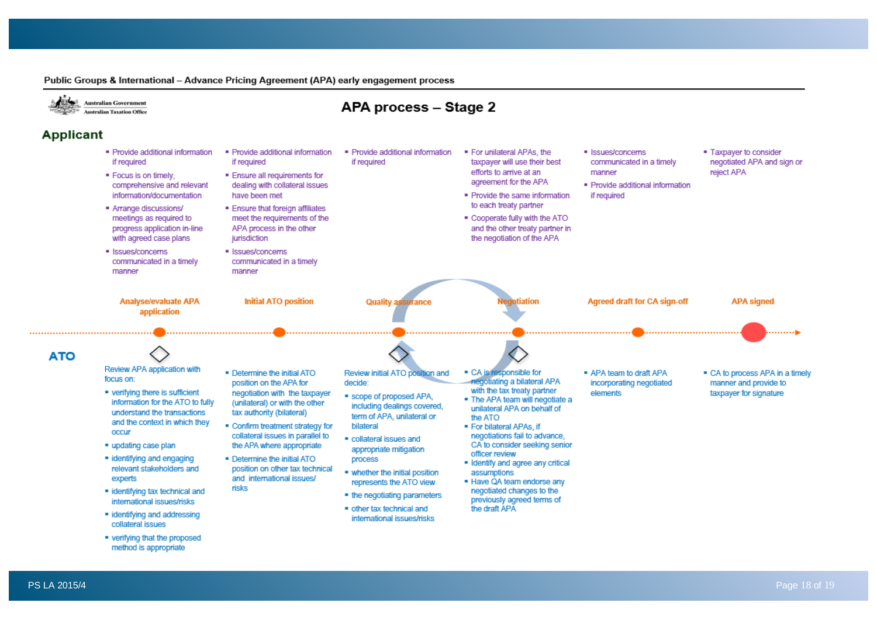Public Groups & International – Advance Pricing Agreement (APA) early engagement process

Australian Government
Australian Taxation Office

# APA process – Stage 2

| | Analyse/evaluate APA application | Initial ATO position | Quality assurance | Negotiation | Agreed draft for CA sign-off | APA signed |
|---|---|---|---|---|---|---|
| **Applicant** | ▪ Provide additional information if required<br>▪ Focus is on timely, comprehensive and relevant information/documentation<br>▪ Arrange discussions/ meetings as required to progress application in-line with agreed case plans<br>▪ Issues/concerns communicated in a timely manner | ▪ Provide additional information if required<br>▪ Ensure all requirements for dealing with collateral issues have been met<br>▪ Ensure that foreign affiliates meet the requirements of the APA process in the other jurisdiction<br>▪ Issues/concerns communicated in a timely manner | ▪ Provide additional information if required | ▪ For unilateral APAs, the taxpayer will use their best efforts to arrive at an agreement for the APA<br>▪ Provide the same information to each treaty partner<br>▪ Cooperate fully with the ATO and the other treaty partner in the negotiation of the APA | ▪ Issues/concerns communicated in a timely manner<br>▪ Provide additional information if required | ▪ Taxpayer to consider negotiated APA and sign or reject APA |
| **ATO** | Review APA application with focus on:<br>▪ verifying there is sufficient information for the ATO to fully understand the transactions and the context in which they occur<br>▪ updating case plan<br>▪ identifying and engaging relevant stakeholders and experts<br>▪ identifying tax technical and international issues/risks<br>▪ identifying and addressing collateral issues<br>▪ verifying that the proposed method is appropriate | ▪ Determine the initial ATO position on the APA for negotiation with the taxpayer (unilateral) or with the other tax authority (bilateral)<br>▪ Confirm treatment strategy for collateral issues in parallel to the APA where appropriate<br>▪ Determine the initial ATO position on other tax technical and international issues/ risks | Review initial ATO position and decide:<br>▪ scope of proposed APA, including dealings covered, term of APA, unilateral or bilateral<br>▪ collateral issues and appropriate mitigation process<br>▪ whether the initial position represents the ATO view<br>▪ the negotiating parameters<br>▪ other tax technical and international issues/risks | ▪ CA is responsible for negotiating a bilateral APA with the tax treaty partner<br>▪ The APA team will negotiate a unilateral APA on behalf of the ATO<br>▪ For bilateral APAs, if negotiations fail to advance, CA to consider seeking senior officer review<br>▪ Identify and agree any critical assumptions<br>▪ Have QA team endorse any negotiated changes to the previously agreed terms of the draft APA | ▪ APA team to draft APA incorporating negotiated elements | ▪ CA to process APA in a timely manner and provide to taxpayer for signature |

PS LA 2015/4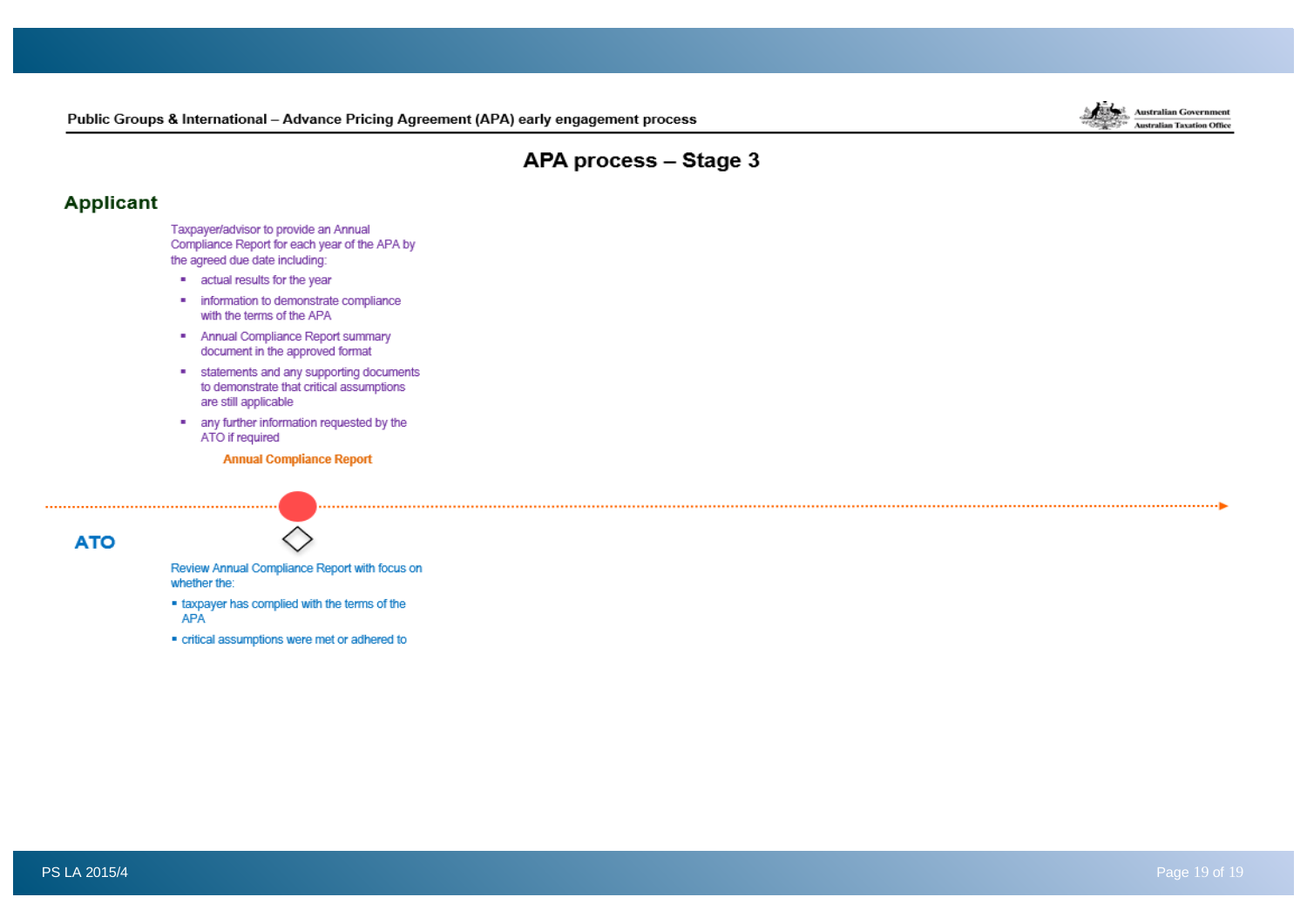## APA process – Stage 3

### Applicant

Taxpayer/advisor to provide an Annual Compliance Report for each year of the APA by the agreed due date including:

- actual results for the year
- information to demonstrate compliance with the terms of the APA
- Annual Compliance Report summary document in the approved format
- statements and any supporting documents to demonstrate that critical assumptions are still applicable
- any further information requested by the ATO if required

**Annual Compliance Report**

### ATO

Review Annual Compliance Report with focus on whether the:

- taxpayer has complied with the terms of the APA
- critical assumptions were met or adhered to